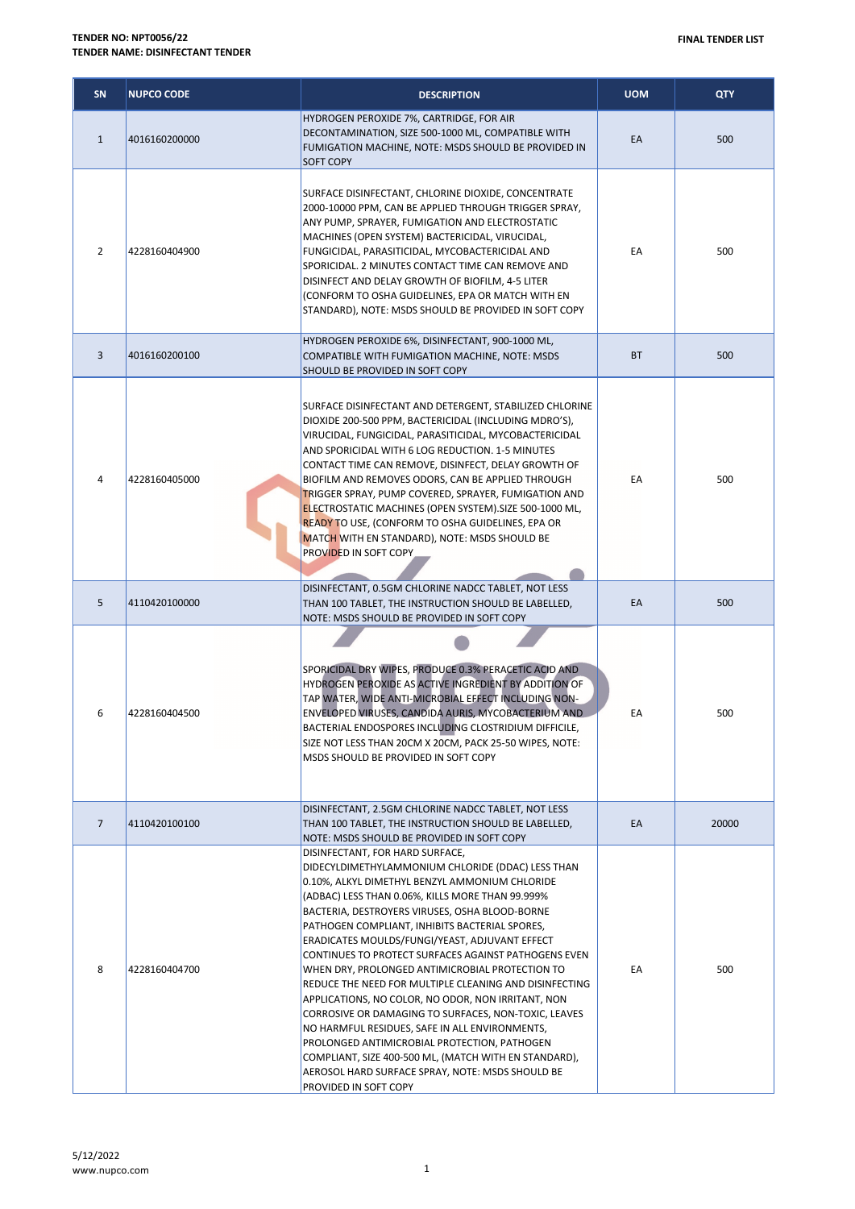**TENDER NO: NPT0056/22**
**TENDER NAME: DISINFECTANT TENDER**

**FINAL TENDER LIST**

| SN | NUPCO CODE | DESCRIPTION | UOM | QTY |
|---|---|---|---|---|
| 1 | 4016160200000 | HYDROGEN PEROXIDE 7%, CARTRIDGE, FOR AIR DECONTAMINATION, SIZE 500-1000 ML, COMPATIBLE WITH FUMIGATION MACHINE, NOTE: MSDS SHOULD BE PROVIDED IN SOFT COPY | EA | 500 |
| 2 | 4228160404900 | SURFACE DISINFECTANT, CHLORINE DIOXIDE, CONCENTRATE 2000-10000 PPM, CAN BE APPLIED THROUGH TRIGGER SPRAY, ANY PUMP, SPRAYER, FUMIGATION AND ELECTROSTATIC MACHINES (OPEN SYSTEM) BACTERICIDAL, VIRUCIDAL, FUNGICIDAL, PARASITICIDAL, MYCOBACTERICIDAL AND SPORICIDAL. 2 MINUTES CONTACT TIME CAN REMOVE AND DISINFECT AND DELAY GROWTH OF BIOFILM, 4-5 LITER (CONFORM TO OSHA GUIDELINES, EPA OR MATCH WITH EN STANDARD), NOTE: MSDS SHOULD BE PROVIDED IN SOFT COPY | EA | 500 |
| 3 | 4016160200100 | HYDROGEN PEROXIDE 6%, DISINFECTANT, 900-1000 ML, COMPATIBLE WITH FUMIGATION MACHINE, NOTE: MSDS SHOULD BE PROVIDED IN SOFT COPY | BT | 500 |
| 4 | 4228160405000 | SURFACE DISINFECTANT AND DETERGENT, STABILIZED CHLORINE DIOXIDE 200-500 PPM, BACTERICIDAL (INCLUDING MDRO'S), VIRUCIDAL, FUNGICIDAL, PARASITICIDAL, MYCOBACTERICIDAL AND SPORICIDAL WITH 6 LOG REDUCTION. 1-5 MINUTES CONTACT TIME CAN REMOVE, DISINFECT, DELAY GROWTH OF BIOFILM AND REMOVES ODORS, CAN BE APPLIED THROUGH TRIGGER SPRAY, PUMP COVERED, SPRAYER, FUMIGATION AND ELECTROSTATIC MACHINES (OPEN SYSTEM).SIZE 500-1000 ML, READY TO USE, (CONFORM TO OSHA GUIDELINES, EPA OR MATCH WITH EN STANDARD), NOTE: MSDS SHOULD BE PROVIDED IN SOFT COPY | EA | 500 |
| 5 | 4110420100000 | DISINFECTANT, 0.5GM CHLORINE NADCC TABLET, NOT LESS THAN 100 TABLET, THE INSTRUCTION SHOULD BE LABELLED, NOTE: MSDS SHOULD BE PROVIDED IN SOFT COPY | EA | 500 |
| 6 | 4228160404500 | SPORICIDAL DRY WIPES, PRODUCE 0.3% PERACETIC ACID AND HYDROGEN PEROXIDE AS ACTIVE INGREDIENT BY ADDITION OF TAP WATER, WIDE ANTI-MICROBIAL EFFECT INCLUDING NON-ENVELOPED VIRUSES, CANDIDA AURIS, MYCOBACTERIUM AND BACTERIAL ENDOSPORES INCLUDING CLOSTRIDIUM DIFFICILE, SIZE NOT LESS THAN 20CM X 20CM, PACK 25-50 WIPES, NOTE: MSDS SHOULD BE PROVIDED IN SOFT COPY | EA | 500 |
| 7 | 4110420100100 | DISINFECTANT, 2.5GM CHLORINE NADCC TABLET, NOT LESS THAN 100 TABLET, THE INSTRUCTION SHOULD BE LABELLED, NOTE: MSDS SHOULD BE PROVIDED IN SOFT COPY | EA | 20000 |
| 8 | 4228160404700 | DISINFECTANT, FOR HARD SURFACE, DIDECYLDIMETHYLAMMONIUM CHLORIDE (DDAC) LESS THAN 0.10%, ALKYL DIMETHYL BENZYL AMMONIUM CHLORIDE (ADBAC) LESS THAN 0.06%, KILLS MORE THAN 99.999% BACTERIA, DESTROYERS VIRUSES, OSHA BLOOD-BORNE PATHOGEN COMPLIANT, INHIBITS BACTERIAL SPORES, ERADICATES MOULDS/FUNGI/YEAST, ADJUVANT EFFECT CONTINUES TO PROTECT SURFACES AGAINST PATHOGENS EVEN WHEN DRY, PROLONGED ANTIMICROBIAL PROTECTION TO REDUCE THE NEED FOR MULTIPLE CLEANING AND DISINFECTING APPLICATIONS, NO COLOR, NO ODOR, NON IRRITANT, NON CORROSIVE OR DAMAGING TO SURFACES, NON-TOXIC, LEAVES NO HARMFUL RESIDUES, SAFE IN ALL ENVIRONMENTS, PROLONGED ANTIMICROBIAL PROTECTION, PATHOGEN COMPLIANT, SIZE 400-500 ML, (MATCH WITH EN STANDARD), AEROSOL HARD SURFACE SPRAY, NOTE: MSDS SHOULD BE PROVIDED IN SOFT COPY | EA | 500 |

5/12/2022
www.nupco.com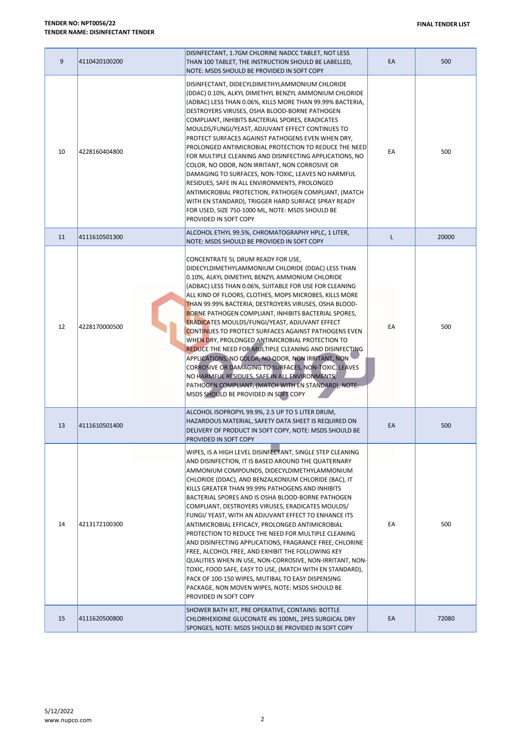**TENDER NO: NPT0056/22**
**TENDER NAME: DISINFECTANT TENDER**

**FINAL TENDER LIST**

| | | | | |
|---|---|---|---|---|
| 9 | 4110420100200 | DISINFECTANT, 1.7GM CHLORINE NADCC TABLET, NOT LESS THAN 100 TABLET, THE INSTRUCTION SHOULD BE LABELLED, NOTE: MSDS SHOULD BE PROVIDED IN SOFT COPY | EA | 500 |
| 10 | 4228160404800 | DISINFECTANT, DIDECYLDIMETHYLAMMONIUM CHLORIDE (DDAC) 0.10%, ALKYL DIMETHYL BENZYL AMMONIUM CHLORIDE (ADBAC) LESS THAN 0.06%, KILLS MORE THAN 99.99% BACTERIA, DESTROYERS VIRUSES, OSHA BLOOD-BORNE PATHOGEN COMPLIANT, INHIBITS BACTERIAL SPORES, ERADICATES MOULDS/FUNGI/YEAST, ADJUVANT EFFECT CONTINUES TO PROTECT SURFACES AGAINST PATHOGENS EVEN WHEN DRY, PROLONGED ANTIMICROBIAL PROTECTION TO REDUCE THE NEED FOR MULTIPLE CLEANING AND DISINFECTING APPLICATIONS, NO COLOR, NO ODOR, NON IRRITANT, NON CORROSIVE OR DAMAGING TO SURFACES, NON-TOXIC, LEAVES NO HARMFUL RESIDUES, SAFE IN ALL ENVIRONMENTS, PROLONGED ANTIMICROBIAL PROTECTION, PATHOGEN COMPLIANT, (MATCH WITH EN STANDARD), TRIGGER HARD SURFACE SPRAY READY FOR USED, SIZE 750-1000 ML, NOTE: MSDS SHOULD BE PROVIDED IN SOFT COPY | EA | 500 |
| 11 | 4111610501300 | ALCOHOL ETHYL 99.5%, CHROMATOGRAPHY HPLC, 1 LITER, NOTE: MSDS SHOULD BE PROVIDED IN SOFT COPY | L | 20000 |
| 12 | 4228170000500 | CONCENTRATE 5L DRUM READY FOR USE, DIDECYLDIMETHYLAMMONIUM CHLORIDE (DDAC) LESS THAN 0.10%, ALKYL DIMETHYL BENZYL AMMONIUM CHLORIDE (ADBAC) LESS THAN 0.06%, SUITABLE FOR USE FOR CLEANING ALL KIND OF FLOORS, CLOTHES, MOPS MICROBES, KILLS MORE THAN 99.99% BACTERIA, DESTROYERS VIRUSES, OSHA BLOOD-BORNE PATHOGEN COMPLIANT, INHIBITS BACTERIAL SPORES, ERADICATES MOULDS/FUNGI/YEAST, ADJUVANT EFFECT CONTINUES TO PROTECT SURFACES AGAINST PATHOGENS EVEN WHEN DRY, PROLONGED ANTIMICROBIAL PROTECTION TO REDUCE THE NEED FOR MULTIPLE CLEANING AND DISINFECTING APPLICATIONS, NO COLOR, NO ODOR, NON IRRITANT, NON CORROSIVE OR DAMAGING TO SURFACES, NON-TOXIC, LEAVES NO HARMFUL RESIDUES, SAFE IN ALL ENVIRONMENTS, PATHOGEN COMPLIANT, (MATCH WITH EN STANDARD), NOTE: MSDS SHOULD BE PROVIDED IN SOFT COPY | EA | 500 |
| 13 | 4111610501400 | ALCOHOL ISOPROPYL 99.9%, 2.5 UP TO 5 LITER DRUM, HAZARDOUS MATERIAL, SAFETY DATA SHEET IS REQUIRED ON DELIVERY OF PRODUCT IN SOFT COPY, NOTE: MSDS SHOULD BE PROVIDED IN SOFT COPY | EA | 500 |
| 14 | 4213172100300 | WIPES, IS A HIGH LEVEL DISINFECTANT, SINGLE STEP CLEANING AND DISINFECTION, IT IS BASED AROUND THE QUATERNARY AMMONIUM COMPOUNDS, DIDECYLDIMETHYLAMMONIUM CHLORIDE (DDAC), AND BENZALKONIUM CHLORIDE (BAC), IT KILLS GREATER THAN 99.99% PATHOGENS AND INHIBITS BACTERIAL SPORES AND IS OSHA BLOOD-BORNE PATHOGEN COMPLIANT, DESTROYERS VIRUSES, ERADICATES MOULDS/ FUNGI/ YEAST, WITH AN ADJUVANT EFFECT TO ENHANCE ITS ANTIMICROBIAL EFFICACY, PROLONGED ANTIMICROBIAL PROTECTION TO REDUCE THE NEED FOR MULTIPLE CLEANING AND DISINFECTING APPLICATIONS, FRAGRANCE FREE, CHLORINE FREE, ALCOHOL FREE, AND EXHIBIT THE FOLLOWING KEY QUALITIES WHEN IN USE, NON-CORROSIVE, NON-IRRITANT, NON-TOXIC, FOOD SAFE, EASY TO USE, (MATCH WITH EN STANDARD), PACK OF 100-150 WIPES, MUTIBAL TO EASY DISPENSING PACKAGE, NON MOVEN WIPES, NOTE: MSDS SHOULD BE PROVIDED IN SOFT COPY | EA | 500 |
| 15 | 4111620500800 | SHOWER BATH KIT, PRE OPERATIVE, CONTAINS: BOTTLE CHLORHEXIDINE GLUCONATE 4% 100ML, 2PES SURGICAL DRY SPONGES, NOTE: MSDS SHOULD BE PROVIDED IN SOFT COPY | EA | 72080 |

5/12/2022
www.nupco.com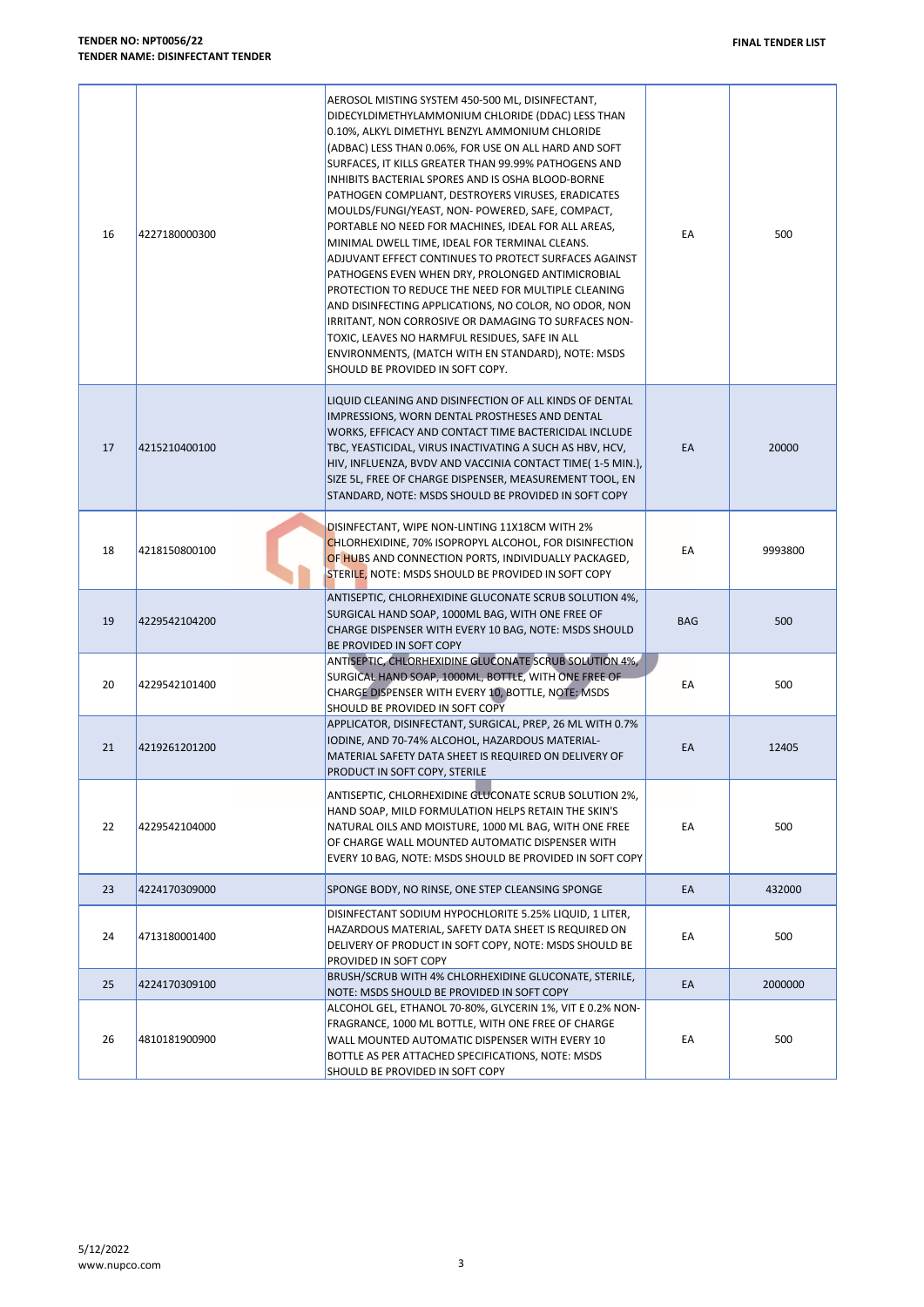| | | | | |
|---|---|---|---|---|
| 16 | 4227180000300 | AEROSOL MISTING SYSTEM 450-500 ML, DISINFECTANT, DIDECYLDIMETHYLAMMONIUM CHLORIDE (DDAC) LESS THAN 0.10%, ALKYL DIMETHYL BENZYL AMMONIUM CHLORIDE (ADBAC) LESS THAN 0.06%, FOR USE ON ALL HARD AND SOFT SURFACES, IT KILLS GREATER THAN 99.99% PATHOGENS AND INHIBITS BACTERIAL SPORES AND IS OSHA BLOOD-BORNE PATHOGEN COMPLIANT, DESTROYERS VIRUSES, ERADICATES MOULDS/FUNGI/YEAST, NON- POWERED, SAFE, COMPACT, PORTABLE NO NEED FOR MACHINES, IDEAL FOR ALL AREAS, MINIMAL DWELL TIME, IDEAL FOR TERMINAL CLEANS. ADJUVANT EFFECT CONTINUES TO PROTECT SURFACES AGAINST PATHOGENS EVEN WHEN DRY, PROLONGED ANTIMICROBIAL PROTECTION TO REDUCE THE NEED FOR MULTIPLE CLEANING AND DISINFECTING APPLICATIONS, NO COLOR, NO ODOR, NON IRRITANT, NON CORROSIVE OR DAMAGING TO SURFACES NON-TOXIC, LEAVES NO HARMFUL RESIDUES, SAFE IN ALL ENVIRONMENTS, (MATCH WITH EN STANDARD), NOTE: MSDS SHOULD BE PROVIDED IN SOFT COPY. | EA | 500 |
| 17 | 4215210400100 | LIQUID CLEANING AND DISINFECTION OF ALL KINDS OF DENTAL IMPRESSIONS, WORN DENTAL PROSTHESES AND DENTAL WORKS, EFFICACY AND CONTACT TIME BACTERICIDAL INCLUDE TBC, YEASTICIDAL, VIRUS INACTIVATING A SUCH AS HBV, HCV, HIV, INFLUENZA, BVDV AND VACCINIA CONTACT TIME( 1-5 MIN.), SIZE 5L, FREE OF CHARGE DISPENSER, MEASUREMENT TOOL, EN STANDARD, NOTE: MSDS SHOULD BE PROVIDED IN SOFT COPY | EA | 20000 |
| 18 | 4218150800100 | DISINFECTANT, WIPE NON-LINTING 11X18CM WITH 2% CHLORHEXIDINE, 70% ISOPROPYL ALCOHOL, FOR DISINFECTION OF HUBS AND CONNECTION PORTS, INDIVIDUALLY PACKAGED, STERILE, NOTE: MSDS SHOULD BE PROVIDED IN SOFT COPY | EA | 9993800 |
| 19 | 4229542104200 | ANTISEPTIC, CHLORHEXIDINE GLUCONATE SCRUB SOLUTION 4%, SURGICAL HAND SOAP, 1000ML BAG, WITH ONE FREE OF CHARGE DISPENSER WITH EVERY 10 BAG, NOTE: MSDS SHOULD BE PROVIDED IN SOFT COPY | BAG | 500 |
| 20 | 4229542101400 | ANTISEPTIC, CHLORHEXIDINE GLUCONATE SCRUB SOLUTION 4%, SURGICAL HAND SOAP, 1000ML, BOTTLE, WITH ONE FREE OF CHARGE DISPENSER WITH EVERY 10, BOTTLE, NOTE: MSDS SHOULD BE PROVIDED IN SOFT COPY | EA | 500 |
| 21 | 4219261201200 | APPLICATOR, DISINFECTANT, SURGICAL, PREP, 26 ML WITH 0.7% IODINE, AND 70-74% ALCOHOL, HAZARDOUS MATERIAL-MATERIAL SAFETY DATA SHEET IS REQUIRED ON DELIVERY OF PRODUCT IN SOFT COPY, STERILE | EA | 12405 |
| 22 | 4229542104000 | ANTISEPTIC, CHLORHEXIDINE GLUCONATE SCRUB SOLUTION 2%, HAND SOAP, MILD FORMULATION HELPS RETAIN THE SKIN'S NATURAL OILS AND MOISTURE, 1000 ML BAG, WITH ONE FREE OF CHARGE WALL MOUNTED AUTOMATIC DISPENSER WITH EVERY 10 BAG, NOTE: MSDS SHOULD BE PROVIDED IN SOFT COPY | EA | 500 |
| 23 | 4224170309000 | SPONGE BODY, NO RINSE, ONE STEP CLEANSING SPONGE | EA | 432000 |
| 24 | 4713180001400 | DISINFECTANT SODIUM HYPOCHLORITE 5.25% LIQUID, 1 LITER, HAZARDOUS MATERIAL, SAFETY DATA SHEET IS REQUIRED ON DELIVERY OF PRODUCT IN SOFT COPY, NOTE: MSDS SHOULD BE PROVIDED IN SOFT COPY | EA | 500 |
| 25 | 4224170309100 | BRUSH/SCRUB WITH 4% CHLORHEXIDINE GLUCONATE, STERILE, NOTE: MSDS SHOULD BE PROVIDED IN SOFT COPY | EA | 2000000 |
| 26 | 4810181900900 | ALCOHOL GEL, ETHANOL 70-80%, GLYCERIN 1%, VIT E 0.2% NON-FRAGRANCE, 1000 ML BOTTLE, WITH ONE FREE OF CHARGE WALL MOUNTED AUTOMATIC DISPENSER WITH EVERY 10 BOTTLE AS PER ATTACHED SPECIFICATIONS, NOTE: MSDS SHOULD BE PROVIDED IN SOFT COPY | EA | 500 |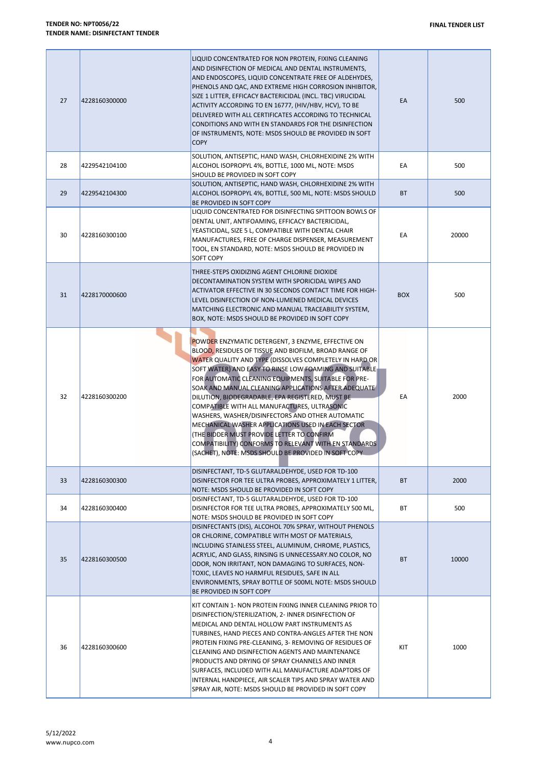| 27 | 4228160300000 | LIQUID CONCENTRATED FOR NON PROTEIN, FIXING CLEANING AND DISINFECTION OF MEDICAL AND DENTAL INSTRUMENTS, AND ENDOSCOPES, LIQUID CONCENTRATE FREE OF ALDEHYDES, PHENOLS AND QAC, AND EXTREME HIGH CORROSION INHIBITOR, SIZE 1 LITTER, EFFICACY BACTERICIDAL (INCL. TBC) VIRUCIDAL ACTIVITY ACCORDING TO EN 16777, (HIV/HBV, HCV), TO BE DELIVERED WITH ALL CERTIFICATES ACCORDING TO TECHNICAL CONDITIONS AND WITH EN STANDARDS FOR THE DISINFECTION OF INSTRUMENTS, NOTE: MSDS SHOULD BE PROVIDED IN SOFT COPY | EA | 500 |
|---|---|---|---|---|
| 28 | 4229542104100 | SOLUTION, ANTISEPTIC, HAND WASH, CHLORHEXIDINE 2% WITH ALCOHOL ISOPROPYL 4%, BOTTLE, 1000 ML, NOTE: MSDS SHOULD BE PROVIDED IN SOFT COPY | EA | 500 |
| 29 | 4229542104300 | SOLUTION, ANTISEPTIC, HAND WASH, CHLORHEXIDINE 2% WITH ALCOHOL ISOPROPYL 4%, BOTTLE, 500 ML, NOTE: MSDS SHOULD BE PROVIDED IN SOFT COPY | BT | 500 |
| 30 | 4228160300100 | LIQUID CONCENTRATED FOR DISINFECTING SPITTOON BOWLS OF DENTAL UNIT, ANTIFOAMING, EFFICACY BACTERICIDAL, YEASTICIDAL, SIZE 5 L, COMPATIBLE WITH DENTAL CHAIR MANUFACTURES, FREE OF CHARGE DISPENSER, MEASUREMENT TOOL, EN STANDARD, NOTE: MSDS SHOULD BE PROVIDED IN SOFT COPY | EA | 20000 |
| 31 | 4228170000600 | THREE-STEPS OXIDIZING AGENT CHLORINE DIOXIDE DECONTAMINATION SYSTEM WITH SPORICIDAL WIPES AND ACTIVATOR EFFECTIVE IN 30 SECONDS CONTACT TIME FOR HIGH-LEVEL DISINFECTION OF NON-LUMENED MEDICAL DEVICES MATCHING ELECTRONIC AND MANUAL TRACEABILITY SYSTEM, BOX, NOTE: MSDS SHOULD BE PROVIDED IN SOFT COPY | BOX | 500 |
| 32 | 4228160300200 | POWDER ENZYMATIC DETERGENT, 3 ENZYME, EFFECTIVE ON BLOOD, RESIDUES OF TISSUE AND BIOFILM, BROAD RANGE OF WATER QUALITY AND TYPE (DISSOLVES COMPLETELY IN HARD OR SOFT WATER) AND EASY TO RINSE LOW FOAMING AND SUITABLE FOR AUTOMATIC CLEANING EQUIPMENTS, SUITABLE FOR PRE-SOAK AND MANUAL CLEANING APPLICATIONS AFTER ADEQUATE DILUTION, BIODEGRADABLE, EPA REGISTERED, MUST BE COMPATIBLE WITH ALL MANUFACTURES, ULTRASONIC WASHERS, WASHER/DISINFECTORS AND OTHER AUTOMATIC MECHANICAL WASHER APPLICATIONS USED IN EACH SECTOR (THE BIDDER MUST PROVIDE LETTER TO CONFIRM COMPATIBILITY) CONFORMS TO RELEVANT WITH EN STANDARDS (SACHET), NOTE: MSDS SHOULD BE PROVIDED IN SOFT COPY | EA | 2000 |
| 33 | 4228160300300 | DISINFECTANT, TD-5 GLUTARALDEHYDE, USED FOR TD-100 DISINFECTOR FOR TEE ULTRA PROBES, APPROXIMATELY 1 LITTER, NOTE: MSDS SHOULD BE PROVIDED IN SOFT COPY | BT | 2000 |
| 34 | 4228160300400 | DISINFECTANT, TD-5 GLUTARALDEHYDE, USED FOR TD-100 DISINFECTOR FOR TEE ULTRA PROBES, APPROXIMATELY 500 ML, NOTE: MSDS SHOULD BE PROVIDED IN SOFT COPY | BT | 500 |
| 35 | 4228160300500 | DISINFECTANTS (DIS), ALCOHOL 70% SPRAY, WITHOUT PHENOLS OR CHLORINE, COMPATIBLE WITH MOST OF MATERIALS, INCLUDING STAINLESS STEEL, ALUMINUM, CHROME, PLASTICS, ACRYLIC, AND GLASS, RINSING IS UNNECESSARY.NO COLOR, NO ODOR, NON IRRITANT, NON DAMAGING TO SURFACES, NON-TOXIC, LEAVES NO HARMFUL RESIDUES, SAFE IN ALL ENVIRONMENTS, SPRAY BOTTLE OF 500ML NOTE: MSDS SHOULD BE PROVIDED IN SOFT COPY | BT | 10000 |
| 36 | 4228160300600 | KIT CONTAIN 1- NON PROTEIN FIXING INNER CLEANING PRIOR TO DISINFECTION/STERILIZATION, 2- INNER DISINFECTION OF MEDICAL AND DENTAL HOLLOW PART INSTRUMENTS AS TURBINES, HAND PIECES AND CONTRA-ANGLES AFTER THE NON PROTEIN FIXING PRE-CLEANING, 3- REMOVING OF RESIDUES OF CLEANING AND DISINFECTION AGENTS AND MAINTENANCE PRODUCTS AND DRYING OF SPRAY CHANNELS AND INNER SURFACES, INCLUDED WITH ALL MANUFACTURE ADAPTORS OF INTERNAL HANDPIECE, AIR SCALER TIPS AND SPRAY WATER AND SPRAY AIR, NOTE: MSDS SHOULD BE PROVIDED IN SOFT COPY | KIT | 1000 |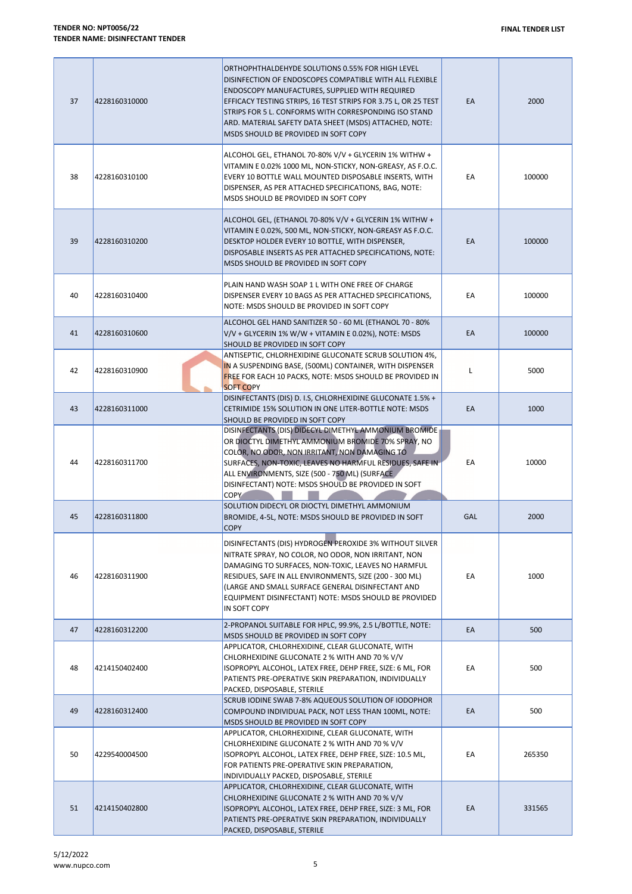| 37 | 4228160310000 | ORTHOPHTHALDEHYDE SOLUTIONS 0.55% FOR HIGH LEVEL DISINFECTION OF ENDOSCOPES COMPATIBLE WITH ALL FLEXIBLE ENDOSCOPY MANUFACTURES, SUPPLIED WITH REQUIRED EFFICACY TESTING STRIPS, 16 TEST STRIPS FOR 3.75 L, OR 25 TEST STRIPS FOR 5 L. CONFORMS WITH CORRESPONDING ISO STAND ARD. MATERIAL SAFETY DATA SHEET (MSDS) ATTACHED, NOTE: MSDS SHOULD BE PROVIDED IN SOFT COPY | EA | 2000 |
|---|---|---|---|---|
| 38 | 4228160310100 | ALCOHOL GEL, ETHANOL 70-80% V/V + GLYCERIN 1% WITHW + VITAMIN E 0.02% 1000 ML, NON-STICKY, NON-GREASY, AS F.O.C. EVERY 10 BOTTLE WALL MOUNTED DISPOSABLE INSERTS, WITH DISPENSER, AS PER ATTACHED SPECIFICATIONS, BAG, NOTE: MSDS SHOULD BE PROVIDED IN SOFT COPY | EA | 100000 |
| 39 | 4228160310200 | ALCOHOL GEL, (ETHANOL 70-80% V/V + GLYCERIN 1% WITHW + VITAMIN E 0.02%, 500 ML, NON-STICKY, NON-GREASY AS F.O.C. DESKTOP HOLDER EVERY 10 BOTTLE, WITH DISPENSER, DISPOSABLE INSERTS AS PER ATTACHED SPECIFICATIONS, NOTE: MSDS SHOULD BE PROVIDED IN SOFT COPY | EA | 100000 |
| 40 | 4228160310400 | PLAIN HAND WASH SOAP 1 L WITH ONE FREE OF CHARGE DISPENSER EVERY 10 BAGS AS PER ATTACHED SPECIFICATIONS, NOTE: MSDS SHOULD BE PROVIDED IN SOFT COPY | EA | 100000 |
| 41 | 4228160310600 | ALCOHOL GEL HAND SANITIZER 50 - 60 ML (ETHANOL 70 - 80% V/V + GLYCERIN 1% W/W + VITAMIN E 0.02%), NOTE: MSDS SHOULD BE PROVIDED IN SOFT COPY | EA | 100000 |
| 42 | 4228160310900 | ANTISEPTIC, CHLORHEXIDINE GLUCONATE SCRUB SOLUTION 4%, IN A SUSPENDING BASE, (500ML) CONTAINER, WITH DISPENSER FREE FOR EACH 10 PACKS, NOTE: MSDS SHOULD BE PROVIDED IN SOFT COPY | L | 5000 |
| 43 | 4228160311000 | DISINFECTANTS (DIS) D. I.S, CHLORHEXIDINE GLUCONATE 1.5% + CETRIMIDE 15% SOLUTION IN ONE LITER-BOTTLE NOTE: MSDS SHOULD BE PROVIDED IN SOFT COPY | EA | 1000 |
| 44 | 4228160311700 | DISINFECTANTS (DIS) DIDECYL DIMETHYL AMMONIUM BROMIDE OR DIOCTYL DIMETHYL AMMONIUM BROMIDE 70% SPRAY, NO COLOR, NO ODOR, NON IRRITANT, NON DAMAGING TO SURFACES, NON-TOXIC, LEAVES NO HARMFUL RESIDUES, SAFE IN ALL ENVIRONMENTS, SIZE (500 - 750 ML) (SURFACE DISINFECTANT) NOTE: MSDS SHOULD BE PROVIDED IN SOFT COPY | EA | 10000 |
| 45 | 4228160311800 | SOLUTION DIDECYL OR DIOCTYL DIMETHYL AMMONIUM BROMIDE, 4-5L, NOTE: MSDS SHOULD BE PROVIDED IN SOFT COPY | GAL | 2000 |
| 46 | 4228160311900 | DISINFECTANTS (DIS) HYDROGEN PEROXIDE 3% WITHOUT SILVER NITRATE SPRAY, NO COLOR, NO ODOR, NON IRRITANT, NON DAMAGING TO SURFACES, NON-TOXIC, LEAVES NO HARMFUL RESIDUES, SAFE IN ALL ENVIRONMENTS, SIZE (200 - 300 ML) (LARGE AND SMALL SURFACE GENERAL DISINFECTANT AND EQUIPMENT DISINFECTANT) NOTE: MSDS SHOULD BE PROVIDED IN SOFT COPY | EA | 1000 |
| 47 | 4228160312200 | 2-PROPANOL SUITABLE FOR HPLC, 99.9%, 2.5 L/BOTTLE, NOTE: MSDS SHOULD BE PROVIDED IN SOFT COPY | EA | 500 |
| 48 | 4214150402400 | APPLICATOR, CHLORHEXIDINE, CLEAR GLUCONATE, WITH CHLORHEXIDINE GLUCONATE 2 % WITH AND 70 % V/V ISOPROPYL ALCOHOL, LATEX FREE, DEHP FREE, SIZE: 6 ML, FOR PATIENTS PRE-OPERATIVE SKIN PREPARATION, INDIVIDUALLY PACKED, DISPOSABLE, STERILE | EA | 500 |
| 49 | 4228160312400 | SCRUB IODINE SWAB 7-8% AQUEOUS SOLUTION OF IODOPHOR COMPOUND INDIVIDUAL PACK, NOT LESS THAN 100ML, NOTE: MSDS SHOULD BE PROVIDED IN SOFT COPY | EA | 500 |
| 50 | 4229540004500 | APPLICATOR, CHLORHEXIDINE, CLEAR GLUCONATE, WITH CHLORHEXIDINE GLUCONATE 2 % WITH AND 70 % V/V ISOPROPYL ALCOHOL, LATEX FREE, DEHP FREE, SIZE: 10.5 ML, FOR PATIENTS PRE-OPERATIVE SKIN PREPARATION, INDIVIDUALLY PACKED, DISPOSABLE, STERILE | EA | 265350 |
| 51 | 4214150402800 | APPLICATOR, CHLORHEXIDINE, CLEAR GLUCONATE, WITH CHLORHEXIDINE GLUCONATE 2 % WITH AND 70 % V/V ISOPROPYL ALCOHOL, LATEX FREE, DEHP FREE, SIZE: 3 ML, FOR PATIENTS PRE-OPERATIVE SKIN PREPARATION, INDIVIDUALLY PACKED, DISPOSABLE, STERILE | EA | 331565 |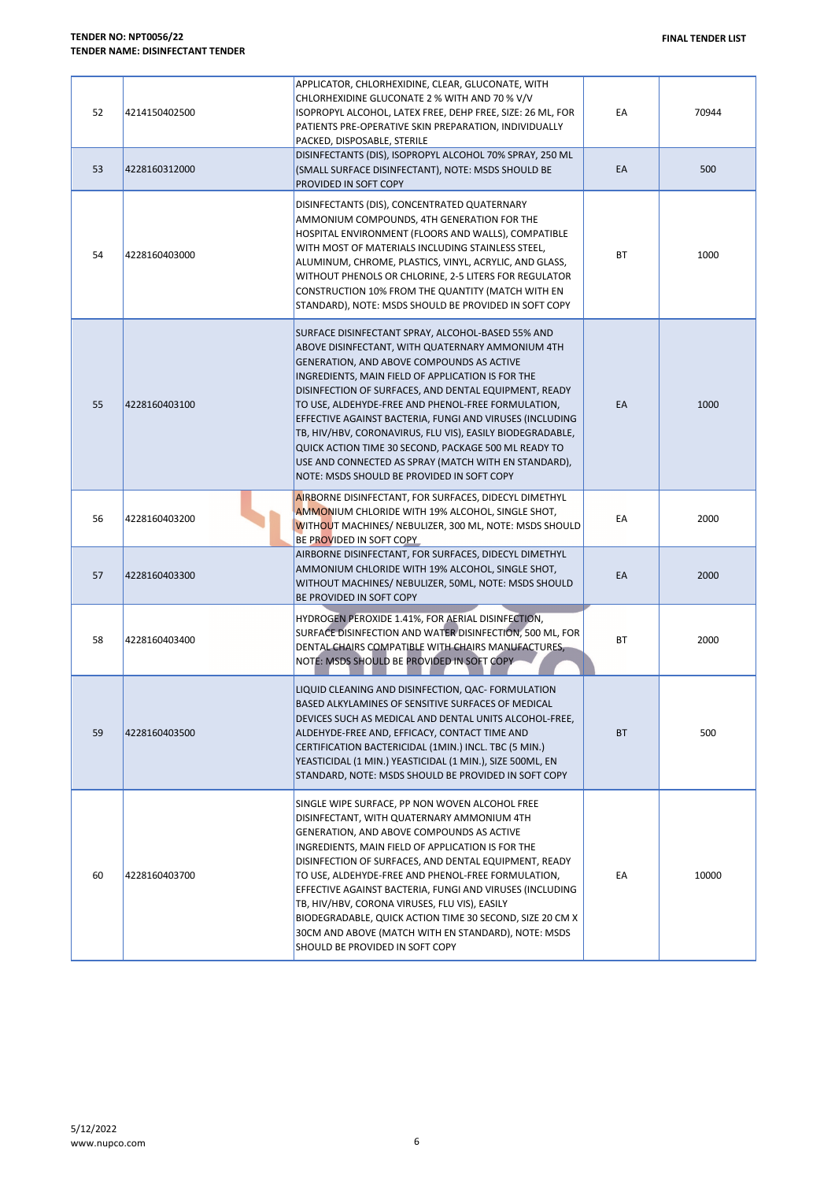| 52 | 4214150402500 | APPLICATOR, CHLORHEXIDINE, CLEAR, GLUCONATE, WITH CHLORHEXIDINE GLUCONATE 2 % WITH AND 70 % V/V ISOPROPYL ALCOHOL, LATEX FREE, DEHP FREE, SIZE: 26 ML, FOR PATIENTS PRE-OPERATIVE SKIN PREPARATION, INDIVIDUALLY PACKED, DISPOSABLE, STERILE | EA | 70944 |
|---|---|---|---|---|
| 53 | 4228160312000 | DISINFECTANTS (DIS), ISOPROPYL ALCOHOL 70% SPRAY, 250 ML (SMALL SURFACE DISINFECTANT), NOTE: MSDS SHOULD BE PROVIDED IN SOFT COPY | EA | 500 |
| 54 | 4228160403000 | DISINFECTANTS (DIS), CONCENTRATED QUATERNARY AMMONIUM COMPOUNDS, 4TH GENERATION FOR THE HOSPITAL ENVIRONMENT (FLOORS AND WALLS), COMPATIBLE WITH MOST OF MATERIALS INCLUDING STAINLESS STEEL, ALUMINUM, CHROME, PLASTICS, VINYL, ACRYLIC, AND GLASS, WITHOUT PHENOLS OR CHLORINE, 2-5 LITERS FOR REGULATOR CONSTRUCTION 10% FROM THE QUANTITY (MATCH WITH EN STANDARD), NOTE: MSDS SHOULD BE PROVIDED IN SOFT COPY | BT | 1000 |
| 55 | 4228160403100 | SURFACE DISINFECTANT SPRAY, ALCOHOL-BASED 55% AND ABOVE DISINFECTANT, WITH QUATERNARY AMMONIUM 4TH GENERATION, AND ABOVE COMPOUNDS AS ACTIVE INGREDIENTS, MAIN FIELD OF APPLICATION IS FOR THE DISINFECTION OF SURFACES, AND DENTAL EQUIPMENT, READY TO USE, ALDEHYDE-FREE AND PHENOL-FREE FORMULATION, EFFECTIVE AGAINST BACTERIA, FUNGI AND VIRUSES (INCLUDING TB, HIV/HBV, CORONAVIRUS, FLU VIS), EASILY BIODEGRADABLE, QUICK ACTION TIME 30 SECOND, PACKAGE 500 ML READY TO USE AND CONNECTED AS SPRAY (MATCH WITH EN STANDARD), NOTE: MSDS SHOULD BE PROVIDED IN SOFT COPY | EA | 1000 |
| 56 | 4228160403200 | AIRBORNE DISINFECTANT, FOR SURFACES, DIDECYL DIMETHYL AMMONIUM CHLORIDE WITH 19% ALCOHOL, SINGLE SHOT, WITHOUT MACHINES/ NEBULIZER, 300 ML, NOTE: MSDS SHOULD BE PROVIDED IN SOFT COPY | EA | 2000 |
| 57 | 4228160403300 | AIRBORNE DISINFECTANT, FOR SURFACES, DIDECYL DIMETHYL AMMONIUM CHLORIDE WITH 19% ALCOHOL, SINGLE SHOT, WITHOUT MACHINES/ NEBULIZER, 50ML, NOTE: MSDS SHOULD BE PROVIDED IN SOFT COPY | EA | 2000 |
| 58 | 4228160403400 | HYDROGEN PEROXIDE 1.41%, FOR AERIAL DISINFECTION, SURFACE DISINFECTION AND WATER DISINFECTION, 500 ML, FOR DENTAL CHAIRS COMPATIBLE WITH CHAIRS MANUFACTURES, NOTE: MSDS SHOULD BE PROVIDED IN SOFT COPY | BT | 2000 |
| 59 | 4228160403500 | LIQUID CLEANING AND DISINFECTION, QAC- FORMULATION BASED ALKYLAMINES OF SENSITIVE SURFACES OF MEDICAL DEVICES SUCH AS MEDICAL AND DENTAL UNITS ALCOHOL-FREE, ALDEHYDE-FREE AND, EFFICACY, CONTACT TIME AND CERTIFICATION BACTERICIDAL (1MIN.) INCL. TBC (5 MIN.) YEASTICIDAL (1 MIN.) YEASTICIDAL (1 MIN.), SIZE 500ML, EN STANDARD, NOTE: MSDS SHOULD BE PROVIDED IN SOFT COPY | BT | 500 |
| 60 | 4228160403700 | SINGLE WIPE SURFACE, PP NON WOVEN ALCOHOL FREE DISINFECTANT, WITH QUATERNARY AMMONIUM 4TH GENERATION, AND ABOVE COMPOUNDS AS ACTIVE INGREDIENTS, MAIN FIELD OF APPLICATION IS FOR THE DISINFECTION OF SURFACES, AND DENTAL EQUIPMENT, READY TO USE, ALDEHYDE-FREE AND PHENOL-FREE FORMULATION, EFFECTIVE AGAINST BACTERIA, FUNGI AND VIRUSES (INCLUDING TB, HIV/HBV, CORONA VIRUSES, FLU VIS), EASILY BIODEGRADABLE, QUICK ACTION TIME 30 SECOND, SIZE 20 CM X 30CM AND ABOVE (MATCH WITH EN STANDARD), NOTE: MSDS SHOULD BE PROVIDED IN SOFT COPY | EA | 10000 |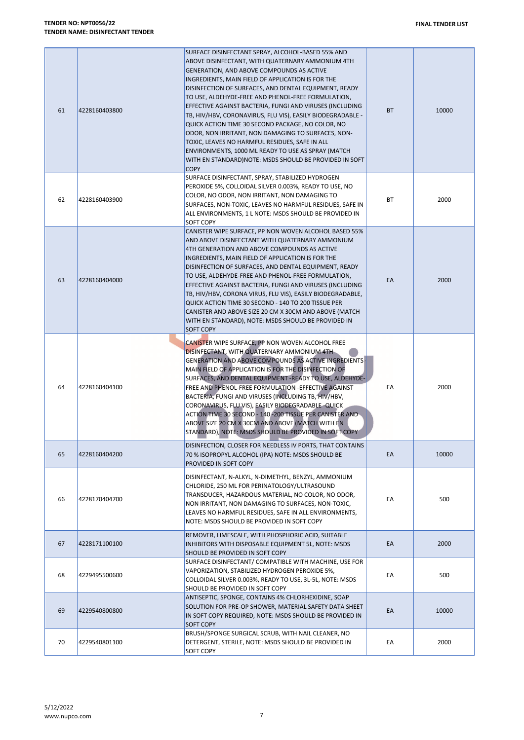| 61 | 4228160403800 | SURFACE DISINFECTANT SPRAY, ALCOHOL-BASED 55% AND ABOVE DISINFECTANT, WITH QUATERNARY AMMONIUM 4TH GENERATION, AND ABOVE COMPOUNDS AS ACTIVE INGREDIENTS, MAIN FIELD OF APPLICATION IS FOR THE DISINFECTION OF SURFACES, AND DENTAL EQUIPMENT, READY TO USE, ALDEHYDE-FREE AND PHENOL-FREE FORMULATION, EFFECTIVE AGAINST BACTERIA, FUNGI AND VIRUSES (INCLUDING TB, HIV/HBV, CORONAVIRUS, FLU VIS), EASILY BIODEGRADABLE - QUICK ACTION TIME 30 SECOND PACKAGE, NO COLOR, NO ODOR, NON IRRITANT, NON DAMAGING TO SURFACES, NON-TOXIC, LEAVES NO HARMFUL RESIDUES, SAFE IN ALL ENVIRONMENTS, 1000 ML READY TO USE AS SPRAY (MATCH WITH EN STANDARD)NOTE: MSDS SHOULD BE PROVIDED IN SOFT COPY | BT | 10000 |
|---|---|---|---|---|
| 62 | 4228160403900 | SURFACE DISINFECTANT, SPRAY, STABILIZED HYDROGEN PEROXIDE 5%, COLLOIDAL SILVER 0.003%, READY TO USE, NO COLOR, NO ODOR, NON IRRITANT, NON DAMAGING TO SURFACES, NON-TOXIC, LEAVES NO HARMFUL RESIDUES, SAFE IN ALL ENVIRONMENTS, 1 L NOTE: MSDS SHOULD BE PROVIDED IN SOFT COPY | BT | 2000 |
| 63 | 4228160404000 | CANISTER WIPE SURFACE, PP NON WOVEN ALCOHOL BASED 55% AND ABOVE DISINFECTANT WITH QUATERNARY AMMONIUM 4TH GENERATION AND ABOVE COMPOUNDS AS ACTIVE INGREDIENTS, MAIN FIELD OF APPLICATION IS FOR THE DISINFECTION OF SURFACES, AND DENTAL EQUIPMENT, READY TO USE, ALDEHYDE-FREE AND PHENOL-FREE FORMULATION, EFFECTIVE AGAINST BACTERIA, FUNGI AND VIRUSES (INCLUDING TB, HIV/HBV, CORONA VIRUS, FLU VIS), EASILY BIODEGRADABLE, QUICK ACTION TIME 30 SECOND - 140 TO 200 TISSUE PER CANISTER AND ABOVE SIZE 20 CM X 30CM AND ABOVE (MATCH WITH EN STANDARD), NOTE: MSDS SHOULD BE PROVIDED IN SOFT COPY | EA | 2000 |
| 64 | 4228160404100 | CANISTER WIPE SURFACE, PP NON WOVEN ALCOHOL FREE DISINFECTANT, WITH QUATERNARY AMMONIUM 4TH GENERATION AND ABOVE COMPOUNDS AS ACTIVE INGREDIENTS - MAIN FIELD OF APPLICATION IS FOR THE DISINFECTION OF SURFACES, AND DENTAL EQUIPMENT -READY TO USE, ALDEHYDE-FREE AND PHENOL-FREE FORMULATION -EFFECTIVE AGAINST BACTERIA, FUNGI AND VIRUSES (INCLUDING TB, HIV/HBV, CORONAVIRUS, FLU VIS), EASILY BIODEGRADABLE -QUICK ACTION TIME 30 SECOND - 140 -200 TISSUE PER CANISTER AND ABOVE SIZE 20 CM X 30CM AND ABOVE (MATCH WITH EN STANDARD), NOTE: MSDS SHOULD BE PROVIDED IN SOFT COPY | EA | 2000 |
| 65 | 4228160404200 | DISINFECTION, CLOSER FOR NEEDLESS IV PORTS, THAT CONTAINS 70 % ISOPROPYL ALCOHOL (IPA) NOTE: MSDS SHOULD BE PROVIDED IN SOFT COPY | EA | 10000 |
| 66 | 4228170404700 | DISINFECTANT, N-ALKYL, N-DIMETHYL, BENZYL, AMMONIUM CHLORIDE, 250 ML FOR PERINATOLOGY/ULTRASOUND TRANSDUCER, HAZARDOUS MATERIAL, NO COLOR, NO ODOR, NON IRRITANT, NON DAMAGING TO SURFACES, NON-TOXIC, LEAVES NO HARMFUL RESIDUES, SAFE IN ALL ENVIRONMENTS, NOTE: MSDS SHOULD BE PROVIDED IN SOFT COPY | EA | 500 |
| 67 | 4228171100100 | REMOVER, LIMESCALE, WITH PHOSPHORIC ACID, SUITABLE INHIBITORS WITH DISPOSABLE EQUIPMENT 5L, NOTE: MSDS SHOULD BE PROVIDED IN SOFT COPY | EA | 2000 |
| 68 | 4229495500600 | SURFACE DISINFECTANT/ COMPATIBLE WITH MACHINE, USE FOR VAPORIZATION, STABILIZED HYDROGEN PEROXIDE 5%, COLLOIDAL SILVER 0.003%, READY TO USE, 3L-5L, NOTE: MSDS SHOULD BE PROVIDED IN SOFT COPY | EA | 500 |
| 69 | 4229540800800 | ANTISEPTIC, SPONGE, CONTAINS 4% CHLORHEXIDINE, SOAP SOLUTION FOR PRE-OP SHOWER, MATERIAL SAFETY DATA SHEET IN SOFT COPY REQUIRED, NOTE: MSDS SHOULD BE PROVIDED IN SOFT COPY | EA | 10000 |
| 70 | 4229540801100 | BRUSH/SPONGE SURGICAL SCRUB, WITH NAIL CLEANER, NO DETERGENT, STERILE, NOTE: MSDS SHOULD BE PROVIDED IN SOFT COPY | EA | 2000 |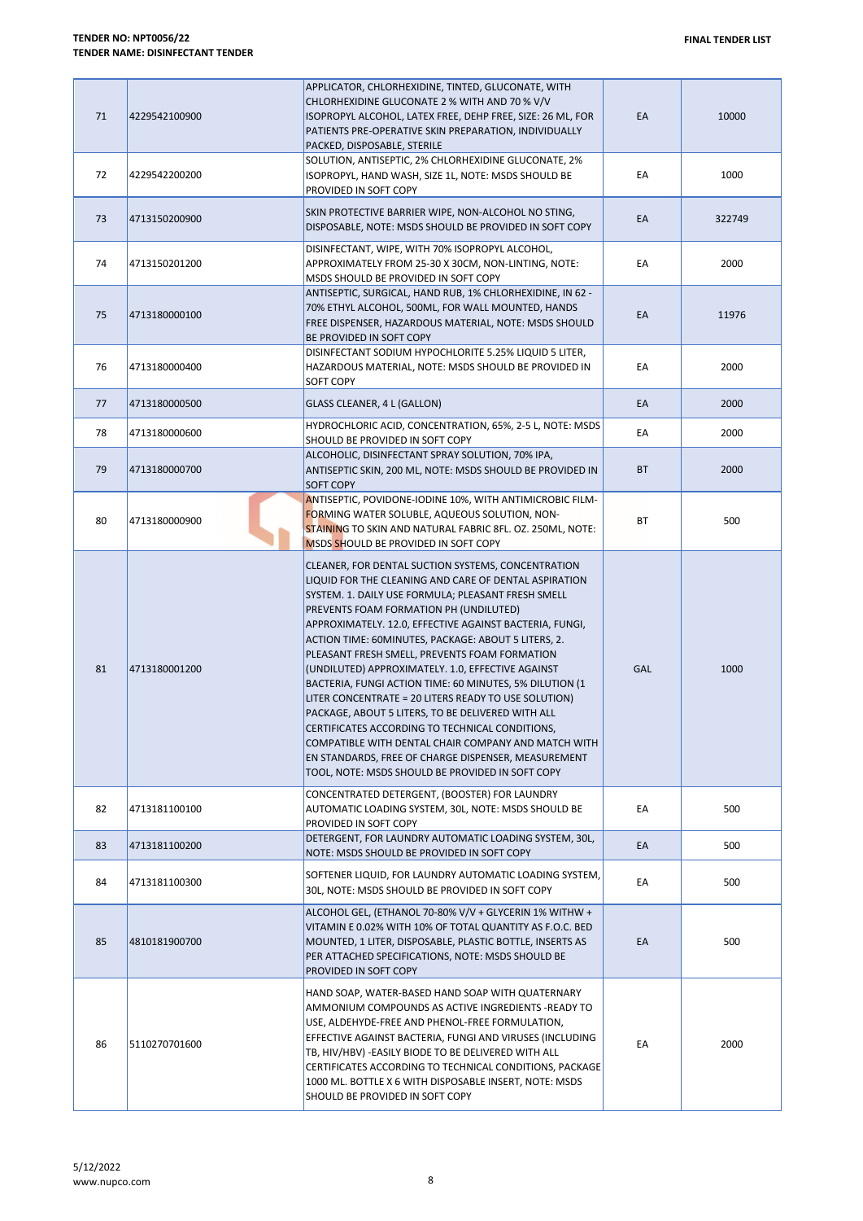| 71 | 4229542100900 | APPLICATOR, CHLORHEXIDINE, TINTED, GLUCONATE, WITH CHLORHEXIDINE GLUCONATE 2 % WITH AND 70 % V/V ISOPROPYL ALCOHOL, LATEX FREE, DEHP FREE, SIZE: 26 ML, FOR PATIENTS PRE-OPERATIVE SKIN PREPARATION, INDIVIDUALLY PACKED, DISPOSABLE, STERILE | EA | 10000 |
|---|---|---|---|---|
| 72 | 4229542200200 | SOLUTION, ANTISEPTIC, 2% CHLORHEXIDINE GLUCONATE, 2% ISOPROPYL, HAND WASH, SIZE 1L, NOTE: MSDS SHOULD BE PROVIDED IN SOFT COPY | EA | 1000 |
| 73 | 4713150200900 | SKIN PROTECTIVE BARRIER WIPE, NON-ALCOHOL NO STING, DISPOSABLE, NOTE: MSDS SHOULD BE PROVIDED IN SOFT COPY | EA | 322749 |
| 74 | 4713150201200 | DISINFECTANT, WIPE, WITH 70% ISOPROPYL ALCOHOL, APPROXIMATELY FROM 25-30 X 30CM, NON-LINTING, NOTE: MSDS SHOULD BE PROVIDED IN SOFT COPY | EA | 2000 |
| 75 | 4713180000100 | ANTISEPTIC, SURGICAL, HAND RUB, 1% CHLORHEXIDINE, IN 62 - 70% ETHYL ALCOHOL, 500ML, FOR WALL MOUNTED, HANDS FREE DISPENSER, HAZARDOUS MATERIAL, NOTE: MSDS SHOULD BE PROVIDED IN SOFT COPY | EA | 11976 |
| 76 | 4713180000400 | DISINFECTANT SODIUM HYPOCHLORITE 5.25% LIQUID 5 LITER, HAZARDOUS MATERIAL, NOTE: MSDS SHOULD BE PROVIDED IN SOFT COPY | EA | 2000 |
| 77 | 4713180000500 | GLASS CLEANER, 4 L (GALLON) | EA | 2000 |
| 78 | 4713180000600 | HYDROCHLORIC ACID, CONCENTRATION, 65%, 2-5 L, NOTE: MSDS SHOULD BE PROVIDED IN SOFT COPY | EA | 2000 |
| 79 | 4713180000700 | ALCOHOLIC, DISINFECTANT SPRAY SOLUTION, 70% IPA, ANTISEPTIC SKIN, 200 ML, NOTE: MSDS SHOULD BE PROVIDED IN SOFT COPY | BT | 2000 |
| 80 | 4713180000900 | ANTISEPTIC, POVIDONE-IODINE 10%, WITH ANTIMICROBIC FILM-FORMING WATER SOLUBLE, AQUEOUS SOLUTION, NON-STAINING TO SKIN AND NATURAL FABRIC 8FL. OZ. 250ML, NOTE: MSDS SHOULD BE PROVIDED IN SOFT COPY | BT | 500 |
| 81 | 4713180001200 | CLEANER, FOR DENTAL SUCTION SYSTEMS, CONCENTRATION LIQUID FOR THE CLEANING AND CARE OF DENTAL ASPIRATION SYSTEM. 1. DAILY USE FORMULA; PLEASANT FRESH SMELL PREVENTS FOAM FORMATION PH (UNDILUTED) APPROXIMATELY. 12.0, EFFECTIVE AGAINST BACTERIA, FUNGI, ACTION TIME: 60MINUTES, PACKAGE: ABOUT 5 LITERS, 2. PLEASANT FRESH SMELL, PREVENTS FOAM FORMATION (UNDILUTED) APPROXIMATELY. 1.0, EFFECTIVE AGAINST BACTERIA, FUNGI ACTION TIME: 60 MINUTES, 5% DILUTION (1 LITER CONCENTRATE = 20 LITERS READY TO USE SOLUTION) PACKAGE, ABOUT 5 LITERS, TO BE DELIVERED WITH ALL CERTIFICATES ACCORDING TO TECHNICAL CONDITIONS, COMPATIBLE WITH DENTAL CHAIR COMPANY AND MATCH WITH EN STANDARDS, FREE OF CHARGE DISPENSER, MEASUREMENT TOOL, NOTE: MSDS SHOULD BE PROVIDED IN SOFT COPY | GAL | 1000 |
| 82 | 4713181100100 | CONCENTRATED DETERGENT, (BOOSTER) FOR LAUNDRY AUTOMATIC LOADING SYSTEM, 30L, NOTE: MSDS SHOULD BE PROVIDED IN SOFT COPY | EA | 500 |
| 83 | 4713181100200 | DETERGENT, FOR LAUNDRY AUTOMATIC LOADING SYSTEM, 30L, NOTE: MSDS SHOULD BE PROVIDED IN SOFT COPY | EA | 500 |
| 84 | 4713181100300 | SOFTENER LIQUID, FOR LAUNDRY AUTOMATIC LOADING SYSTEM, 30L, NOTE: MSDS SHOULD BE PROVIDED IN SOFT COPY | EA | 500 |
| 85 | 4810181900700 | ALCOHOL GEL, (ETHANOL 70-80% V/V + GLYCERIN 1% WITHW + VITAMIN E 0.02% WITH 10% OF TOTAL QUANTITY AS F.O.C. BED MOUNTED, 1 LITER, DISPOSABLE, PLASTIC BOTTLE, INSERTS AS PER ATTACHED SPECIFICATIONS, NOTE: MSDS SHOULD BE PROVIDED IN SOFT COPY | EA | 500 |
| 86 | 5110270701600 | HAND SOAP, WATER-BASED HAND SOAP WITH QUATERNARY AMMONIUM COMPOUNDS AS ACTIVE INGREDIENTS -READY TO USE, ALDEHYDE-FREE AND PHENOL-FREE FORMULATION, EFFECTIVE AGAINST BACTERIA, FUNGI AND VIRUSES (INCLUDING TB, HIV/HBV) -EASILY BIODE TO BE DELIVERED WITH ALL CERTIFICATES ACCORDING TO TECHNICAL CONDITIONS, PACKAGE 1000 ML. BOTTLE X 6 WITH DISPOSABLE INSERT, NOTE: MSDS SHOULD BE PROVIDED IN SOFT COPY | EA | 2000 |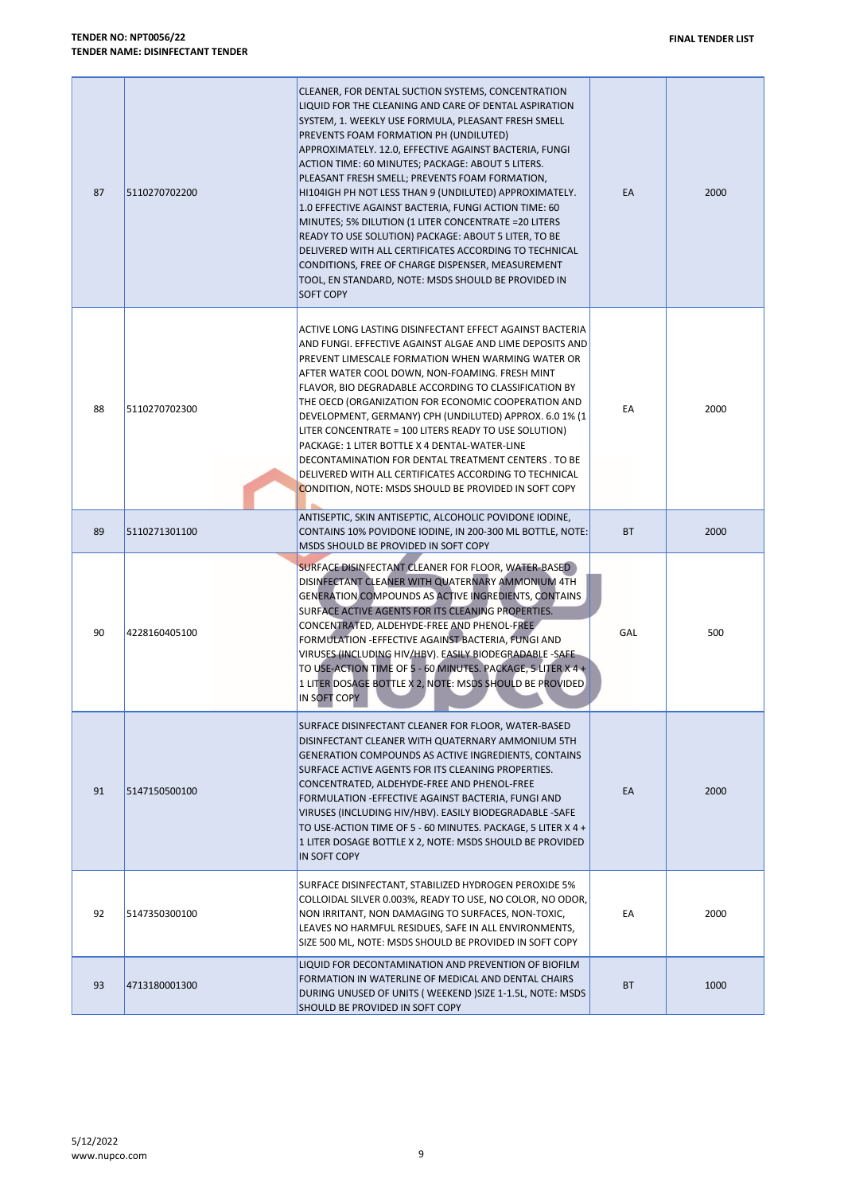| 87 | 5110270702200 | CLEANER, FOR DENTAL SUCTION SYSTEMS, CONCENTRATION LIQUID FOR THE CLEANING AND CARE OF DENTAL ASPIRATION SYSTEM, 1. WEEKLY USE FORMULA, PLEASANT FRESH SMELL PREVENTS FOAM FORMATION PH (UNDILUTED) APPROXIMATELY. 12.0, EFFECTIVE AGAINST BACTERIA, FUNGI ACTION TIME: 60 MINUTES; PACKAGE: ABOUT 5 LITERS. PLEASANT FRESH SMELL; PREVENTS FOAM FORMATION, HI104IGH PH NOT LESS THAN 9 (UNDILUTED) APPROXIMATELY. 1.0 EFFECTIVE AGAINST BACTERIA, FUNGI ACTION TIME: 60 MINUTES; 5% DILUTION (1 LITER CONCENTRATE =20 LITERS READY TO USE SOLUTION) PACKAGE: ABOUT 5 LITER, TO BE DELIVERED WITH ALL CERTIFICATES ACCORDING TO TECHNICAL CONDITIONS, FREE OF CHARGE DISPENSER, MEASUREMENT TOOL, EN STANDARD, NOTE: MSDS SHOULD BE PROVIDED IN SOFT COPY | EA | 2000 |
|---|---|---|---|---|
| 88 | 5110270702300 | ACTIVE LONG LASTING DISINFECTANT EFFECT AGAINST BACTERIA AND FUNGI. EFFECTIVE AGAINST ALGAE AND LIME DEPOSITS AND PREVENT LIMESCALE FORMATION WHEN WARMING WATER OR AFTER WATER COOL DOWN, NON-FOAMING. FRESH MINT FLAVOR, BIO DEGRADABLE ACCORDING TO CLASSIFICATION BY THE OECD (ORGANIZATION FOR ECONOMIC COOPERATION AND DEVELOPMENT, GERMANY) CPH (UNDILUTED) APPROX. 6.0 1% (1 LITER CONCENTRATE = 100 LITERS READY TO USE SOLUTION) PACKAGE: 1 LITER BOTTLE X 4 DENTAL-WATER-LINE DECONTAMINATION FOR DENTAL TREATMENT CENTERS . TO BE DELIVERED WITH ALL CERTIFICATES ACCORDING TO TECHNICAL CONDITION, NOTE: MSDS SHOULD BE PROVIDED IN SOFT COPY | EA | 2000 |
| 89 | 5110271301100 | ANTISEPTIC, SKIN ANTISEPTIC, ALCOHOLIC POVIDONE IODINE, CONTAINS 10% POVIDONE IODINE, IN 200-300 ML BOTTLE, NOTE: MSDS SHOULD BE PROVIDED IN SOFT COPY | BT | 2000 |
| 90 | 4228160405100 | SURFACE DISINFECTANT CLEANER FOR FLOOR, WATER-BASED DISINFECTANT CLEANER WITH QUATERNARY AMMONIUM 4TH GENERATION COMPOUNDS AS ACTIVE INGREDIENTS, CONTAINS SURFACE ACTIVE AGENTS FOR ITS CLEANING PROPERTIES. CONCENTRATED, ALDEHYDE-FREE AND PHENOL-FREE FORMULATION -EFFECTIVE AGAINST BACTERIA, FUNGI AND VIRUSES (INCLUDING HIV/HBV). EASILY BIODEGRADABLE -SAFE TO USE-ACTION TIME OF 5 - 60 MINUTES. PACKAGE, 5 LITER X 4 + 1 LITER DOSAGE BOTTLE X 2, NOTE: MSDS SHOULD BE PROVIDED IN SOFT COPY | GAL | 500 |
| 91 | 5147150500100 | SURFACE DISINFECTANT CLEANER FOR FLOOR, WATER-BASED DISINFECTANT CLEANER WITH QUATERNARY AMMONIUM 5TH GENERATION COMPOUNDS AS ACTIVE INGREDIENTS, CONTAINS SURFACE ACTIVE AGENTS FOR ITS CLEANING PROPERTIES. CONCENTRATED, ALDEHYDE-FREE AND PHENOL-FREE FORMULATION -EFFECTIVE AGAINST BACTERIA, FUNGI AND VIRUSES (INCLUDING HIV/HBV). EASILY BIODEGRADABLE -SAFE TO USE-ACTION TIME OF 5 - 60 MINUTES. PACKAGE, 5 LITER X 4 + 1 LITER DOSAGE BOTTLE X 2, NOTE: MSDS SHOULD BE PROVIDED IN SOFT COPY | EA | 2000 |
| 92 | 5147350300100 | SURFACE DISINFECTANT, STABILIZED HYDROGEN PEROXIDE 5% COLLOIDAL SILVER 0.003%, READY TO USE, NO COLOR, NO ODOR, NON IRRITANT, NON DAMAGING TO SURFACES, NON-TOXIC, LEAVES NO HARMFUL RESIDUES, SAFE IN ALL ENVIRONMENTS, SIZE 500 ML, NOTE: MSDS SHOULD BE PROVIDED IN SOFT COPY | EA | 2000 |
| 93 | 4713180001300 | LIQUID FOR DECONTAMINATION AND PREVENTION OF BIOFILM FORMATION IN WATERLINE OF MEDICAL AND DENTAL CHAIRS DURING UNUSED OF UNITS ( WEEKEND )SIZE 1-1.5L, NOTE: MSDS SHOULD BE PROVIDED IN SOFT COPY | BT | 1000 |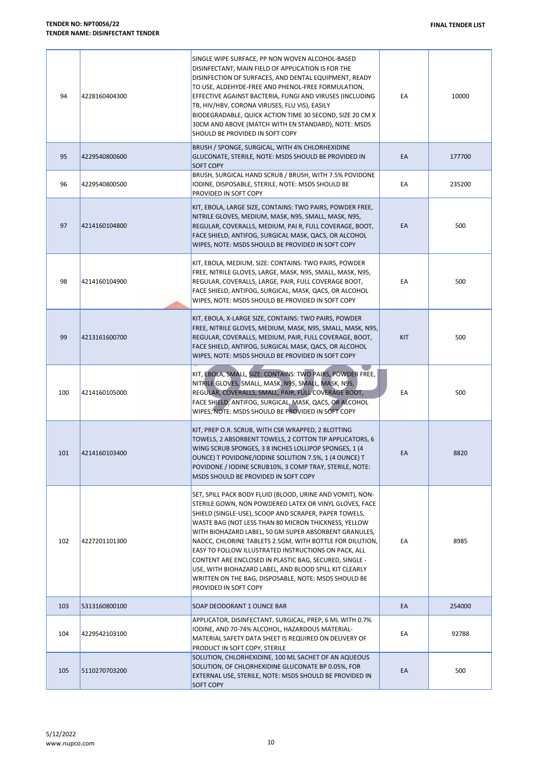| 94 | 4228160404300 | SINGLE WIPE SURFACE, PP NON WOVEN ALCOHOL-BASED DISINFECTANT, MAIN FIELD OF APPLICATION IS FOR THE DISINFECTION OF SURFACES, AND DENTAL EQUIPMENT, READY TO USE, ALDEHYDE-FREE AND PHENOL-FREE FORMULATION, EFFECTIVE AGAINST BACTERIA, FUNGI AND VIRUSES (INCLUDING TB, HIV/HBV, CORONA VIRUSES, FLU VIS), EASILY BIODEGRADABLE, QUICK ACTION TIME 30 SECOND, SIZE 20 CM X 30CM AND ABOVE (MATCH WITH EN STANDARD), NOTE: MSDS SHOULD BE PROVIDED IN SOFT COPY | EA | 10000 |
|---|---|---|---|---|
| 95 | 4229540800600 | BRUSH / SPONGE, SURGICAL, WITH 4% CHLORHEXIDINE GLUCONATE, STERILE, NOTE: MSDS SHOULD BE PROVIDED IN SOFT COPY | EA | 177700 |
| 96 | 4229540800500 | BRUSH, SURGICAL HAND SCRUB / BRUSH, WITH 7.5% POVIDONE IODINE, DISPOSABLE, STERILE, NOTE: MSDS SHOULD BE PROVIDED IN SOFT COPY | EA | 235200 |
| 97 | 4214160104800 | KIT, EBOLA, LARGE SIZE, CONTAINS: TWO PAIRS, POWDER FREE, NITRILE GLOVES, MEDIUM, MASK, N95, SMALL, MASK, N95, REGULAR, COVERALLS, MEDIUM, PAI R, FULL COVERAGE, BOOT, FACE SHIELD, ANTIFOG, SURGICAL MASK, QACS, OR ALCOHOL WIPES, NOTE: MSDS SHOULD BE PROVIDED IN SOFT COPY | EA | 500 |
| 98 | 4214160104900 | KIT, EBOLA, MEDIUM, SIZE: CONTAINS: TWO PAIRS, POWDER FREE, NITRILE GLOVES, LARGE, MASK, N95, SMALL, MASK, N95, REGULAR, COVERALLS, LARGE, PAIR, FULL COVERAGE BOOT, FACE SHIELD, ANTIFOG, SURGICAL, MASK, QACS, OR ALCOHOL WIPES, NOTE: MSDS SHOULD BE PROVIDED IN SOFT COPY | EA | 500 |
| 99 | 4213161600700 | KIT, EBOLA, X-LARGE SIZE, CONTAINS: TWO PAIRS, POWDER FREE, NITRILE GLOVES, MEDIUM, MASK, N95, SMALL, MASK, N95, REGULAR, COVERALLS, MEDIUM, PAIR, FULL COVERAGE, BOOT, FACE SHIELD, ANTIFOG, SURGICAL MASK, QACS, OR ALCOHOL WIPES, NOTE: MSDS SHOULD BE PROVIDED IN SOFT COPY | KIT | 500 |
| 100 | 4214160105000 | KIT, EBOLA, SMALL, SIZE: CONTAINS: TWO PAIRS, POWDER FREE, NITRILE GLOVES, SMALL, MASK, N95, SMALL, MASK, N95, REGULAR, COVERALLS, SMALL, PAIR, FULL COVERAGE BOOT, FACE SHIELD, ANTIFOG, SURGICAL, MASK, QACS, OR ALCOHOL WIPES, NOTE: MSDS SHOULD BE PROVIDED IN SOFT COPY | EA | 500 |
| 101 | 4214160103400 | KIT, PREP O.R. SCRUB, WITH CSR WRAPPED, 2 BLOTTING TOWELS, 2 ABSORBENT TOWELS, 2 COTTON TIP APPLICATORS, 6 WING SCRUB SPONGES, 3 8 INCHES LOLLIPOP SPONGES, 1 (4 OUNCE) T POVIDONE/IODINE SOLUTION 7.5%, 1 (4 OUNCE) T POVIDONE / IODINE SCRUB10%, 3 COMP TRAY, STERILE, NOTE: MSDS SHOULD BE PROVIDED IN SOFT COPY | EA | 8820 |
| 102 | 4227201101300 | SET, SPILL PACK BODY FLUID (BLOOD, URINE AND VOMIT), NON-STERILE GOWN, NON POWDERED LATEX OR VINYL GLOVES, FACE SHIELD (SINGLE-USE), SCOOP AND SCRAPER, PAPER TOWELS, WASTE BAG (NOT LESS THAN 80 MICRON THICKNESS, YELLOW WITH BIOHAZARD LABEL, 50 GM SUPER ABSORBENT GRANULES, NADCC, CHLORINE TABLETS 2.5GM, WITH BOTTLE FOR DILUTION, EASY TO FOLLOW ILLUSTRATED INSTRUCTIONS ON PACK, ALL CONTENT ARE ENCLOSED IN PLASTIC BAG, SECURED, SINGLE - USE, WITH BIOHAZARD LABEL, AND BLOOD SPILL KIT CLEARLY WRITTEN ON THE BAG, DISPOSABLE, NOTE: MSDS SHOULD BE PROVIDED IN SOFT COPY | EA | 8985 |
| 103 | 5313160800100 | SOAP DEODORANT 1 OUNCE BAR | EA | 254000 |
| 104 | 4229542103100 | APPLICATOR, DISINFECTANT, SURGICAL, PREP, 6 ML WITH 0.7% IODINE, AND 70-74% ALCOHOL, HAZARDOUS MATERIAL-MATERIAL SAFETY DATA SHEET IS REQUIRED ON DELIVERY OF PRODUCT IN SOFT COPY, STERILE | EA | 92788 |
| 105 | 5110270703200 | SOLUTION, CHLORHEXIDINE, 100 ML SACHET OF AN AQUEOUS SOLUTION, OF CHLORHEXIDINE GLUCONATE BP 0.05%, FOR EXTERNAL USE, STERILE, NOTE: MSDS SHOULD BE PROVIDED IN SOFT COPY | EA | 500 |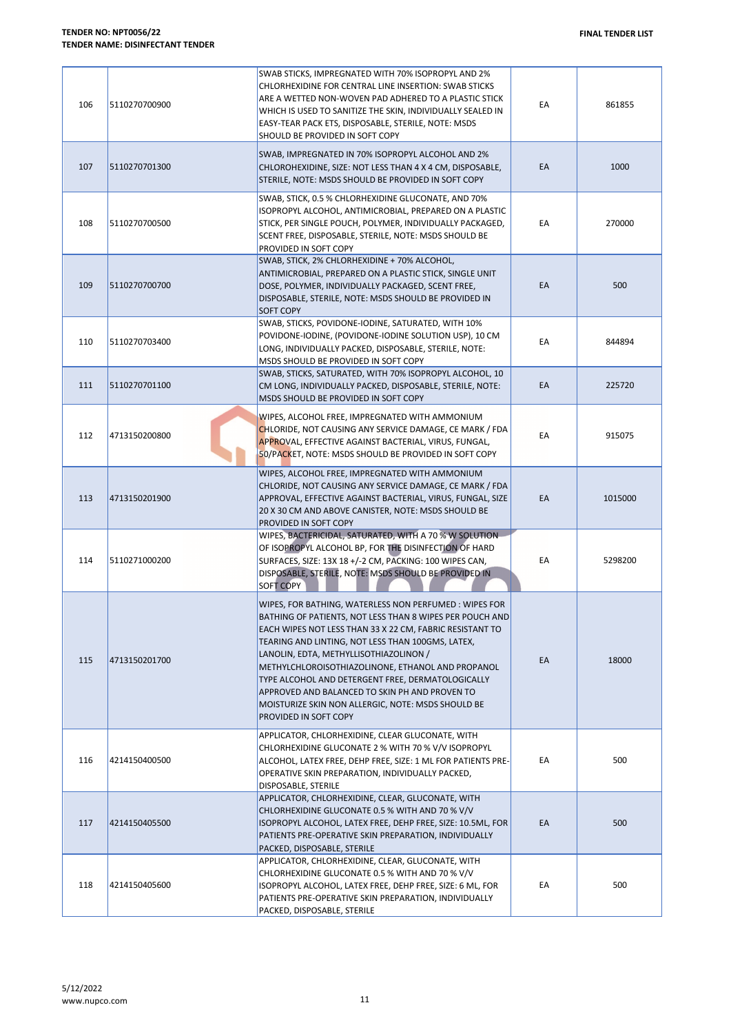| 106 | 5110270700900 | SWAB STICKS, IMPREGNATED WITH 70% ISOPROPYL AND 2% CHLORHEXIDINE FOR CENTRAL LINE INSERTION: SWAB STICKS ARE A WETTED NON-WOVEN PAD ADHERED TO A PLASTIC STICK WHICH IS USED TO SANITIZE THE SKIN, INDIVIDUALLY SEALED IN EASY-TEAR PACK ETS, DISPOSABLE, STERILE, NOTE: MSDS SHOULD BE PROVIDED IN SOFT COPY | EA | 861855 |
|---|---|---|---|---|
| 107 | 5110270701300 | SWAB, IMPREGNATED IN 70% ISOPROPYL ALCOHOL AND 2% CHLOROHEXIDINE, SIZE: NOT LESS THAN 4 X 4 CM, DISPOSABLE, STERILE, NOTE: MSDS SHOULD BE PROVIDED IN SOFT COPY | EA | 1000 |
| 108 | 5110270700500 | SWAB, STICK, 0.5 % CHLORHEXIDINE GLUCONATE, AND 70% ISOPROPYL ALCOHOL, ANTIMICROBIAL, PREPARED ON A PLASTIC STICK, PER SINGLE POUCH, POLYMER, INDIVIDUALLY PACKAGED, SCENT FREE, DISPOSABLE, STERILE, NOTE: MSDS SHOULD BE PROVIDED IN SOFT COPY | EA | 270000 |
| 109 | 5110270700700 | SWAB, STICK, 2% CHLORHEXIDINE + 70% ALCOHOL, ANTIMICROBIAL, PREPARED ON A PLASTIC STICK, SINGLE UNIT DOSE, POLYMER, INDIVIDUALLY PACKAGED, SCENT FREE, DISPOSABLE, STERILE, NOTE: MSDS SHOULD BE PROVIDED IN SOFT COPY | EA | 500 |
| 110 | 5110270703400 | SWAB, STICKS, POVIDONE-IODINE, SATURATED, WITH 10% POVIDONE-IODINE, (POVIDONE-IODINE SOLUTION USP), 10 CM LONG, INDIVIDUALLY PACKED, DISPOSABLE, STERILE, NOTE: MSDS SHOULD BE PROVIDED IN SOFT COPY | EA | 844894 |
| 111 | 5110270701100 | SWAB, STICKS, SATURATED, WITH 70% ISOPROPYL ALCOHOL, 10 CM LONG, INDIVIDUALLY PACKED, DISPOSABLE, STERILE, NOTE: MSDS SHOULD BE PROVIDED IN SOFT COPY | EA | 225720 |
| 112 | 4713150200800 | WIPES, ALCOHOL FREE, IMPREGNATED WITH AMMONIUM CHLORIDE, NOT CAUSING ANY SERVICE DAMAGE, CE MARK / FDA APPROVAL, EFFECTIVE AGAINST BACTERIAL, VIRUS, FUNGAL, 50/PACKET, NOTE: MSDS SHOULD BE PROVIDED IN SOFT COPY | EA | 915075 |
| 113 | 4713150201900 | WIPES, ALCOHOL FREE, IMPREGNATED WITH AMMONIUM CHLORIDE, NOT CAUSING ANY SERVICE DAMAGE, CE MARK / FDA APPROVAL, EFFECTIVE AGAINST BACTERIAL, VIRUS, FUNGAL, SIZE 20 X 30 CM AND ABOVE CANISTER, NOTE: MSDS SHOULD BE PROVIDED IN SOFT COPY | EA | 1015000 |
| 114 | 5110271000200 | WIPES, BACTERICIDAL, SATURATED, WITH A 70 % W SOLUTION OF ISOPROPYL ALCOHOL BP, FOR THE DISINFECTION OF HARD SURFACES, SIZE: 13X 18 +/-2 CM, PACKING: 100 WIPES CAN, DISPOSABLE, STERILE, NOTE: MSDS SHOULD BE PROVIDED IN SOFT COPY | EA | 5298200 |
| 115 | 4713150201700 | WIPES, FOR BATHING, WATERLESS NON PERFUMED : WIPES FOR BATHING OF PATIENTS, NOT LESS THAN 8 WIPES PER POUCH AND EACH WIPES NOT LESS THAN 33 X 22 CM, FABRIC RESISTANT TO TEARING AND LINTING, NOT LESS THAN 100GMS, LATEX, LANOLIN, EDTA, METHYLLISOTHIAZOLINON / METHYLCHLOROISOTHIAZOLINONE, ETHANOL AND PROPANOL TYPE ALCOHOL AND DETERGENT FREE, DERMATOLOGICALLY APPROVED AND BALANCED TO SKIN PH AND PROVEN TO MOISTURIZE SKIN NON ALLERGIC, NOTE: MSDS SHOULD BE PROVIDED IN SOFT COPY | EA | 18000 |
| 116 | 4214150400500 | APPLICATOR, CHLORHEXIDINE, CLEAR GLUCONATE, WITH CHLORHEXIDINE GLUCONATE 2 % WITH 70 % V/V ISOPROPYL ALCOHOL, LATEX FREE, DEHP FREE, SIZE: 1 ML FOR PATIENTS PRE-OPERATIVE SKIN PREPARATION, INDIVIDUALLY PACKED, DISPOSABLE, STERILE | EA | 500 |
| 117 | 4214150405500 | APPLICATOR, CHLORHEXIDINE, CLEAR, GLUCONATE, WITH CHLORHEXIDINE GLUCONATE 0.5 % WITH AND 70 % V/V ISOPROPYL ALCOHOL, LATEX FREE, DEHP FREE, SIZE: 10.5ML, FOR PATIENTS PRE-OPERATIVE SKIN PREPARATION, INDIVIDUALLY PACKED, DISPOSABLE, STERILE | EA | 500 |
| 118 | 4214150405600 | APPLICATOR, CHLORHEXIDINE, CLEAR, GLUCONATE, WITH CHLORHEXIDINE GLUCONATE 0.5 % WITH AND 70 % V/V ISOPROPYL ALCOHOL, LATEX FREE, DEHP FREE, SIZE: 6 ML, FOR PATIENTS PRE-OPERATIVE SKIN PREPARATION, INDIVIDUALLY PACKED, DISPOSABLE, STERILE | EA | 500 |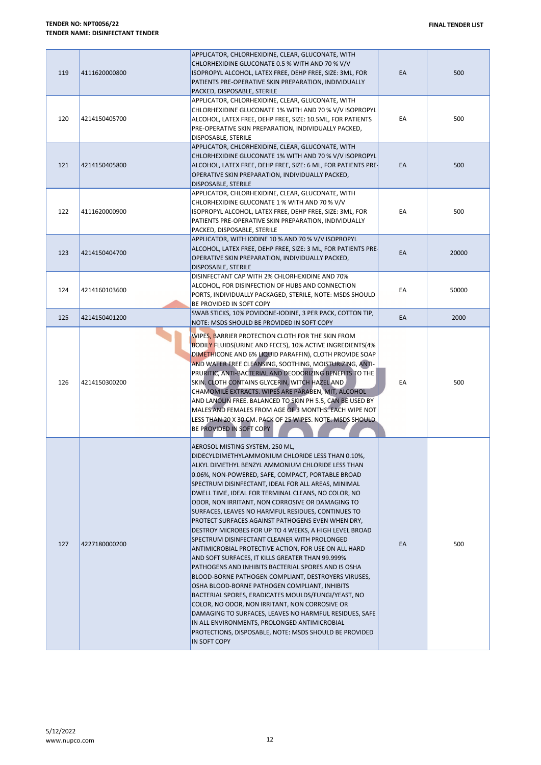| 119 | 4111620000800 | APPLICATOR, CHLORHEXIDINE, CLEAR, GLUCONATE, WITH CHLORHEXIDINE GLUCONATE 0.5 % WITH AND 70 % V/V ISOPROPYL ALCOHOL, LATEX FREE, DEHP FREE, SIZE: 3ML, FOR PATIENTS PRE-OPERATIVE SKIN PREPARATION, INDIVIDUALLY PACKED, DISPOSABLE, STERILE | EA | 500 |
|---|---|---|---|---|
| 120 | 4214150405700 | APPLICATOR, CHLORHEXIDINE, CLEAR, GLUCONATE, WITH CHLORHEXIDINE GLUCONATE 1% WITH AND 70 % V/V ISOPROPYL ALCOHOL, LATEX FREE, DEHP FREE, SIZE: 10.5ML, FOR PATIENTS PRE-OPERATIVE SKIN PREPARATION, INDIVIDUALLY PACKED, DISPOSABLE, STERILE | EA | 500 |
| 121 | 4214150405800 | APPLICATOR, CHLORHEXIDINE, CLEAR, GLUCONATE, WITH CHLORHEXIDINE GLUCONATE 1% WITH AND 70 % V/V ISOPROPYL ALCOHOL, LATEX FREE, DEHP FREE, SIZE: 6 ML, FOR PATIENTS PRE-OPERATIVE SKIN PREPARATION, INDIVIDUALLY PACKED, DISPOSABLE, STERILE | EA | 500 |
| 122 | 4111620000900 | APPLICATOR, CHLORHEXIDINE, CLEAR, GLUCONATE, WITH CHLORHEXIDINE GLUCONATE 1 % WITH AND 70 % V/V ISOPROPYL ALCOHOL, LATEX FREE, DEHP FREE, SIZE: 3ML, FOR PATIENTS PRE-OPERATIVE SKIN PREPARATION, INDIVIDUALLY PACKED, DISPOSABLE, STERILE | EA | 500 |
| 123 | 4214150404700 | APPLICATOR, WITH IODINE 10 % AND 70 % V/V ISOPROPYL ALCOHOL, LATEX FREE, DEHP FREE, SIZE: 3 ML, FOR PATIENTS PRE-OPERATIVE SKIN PREPARATION, INDIVIDUALLY PACKED, DISPOSABLE, STERILE | EA | 20000 |
| 124 | 4214160103600 | DISINFECTANT CAP WITH 2% CHLORHEXIDINE AND 70% ALCOHOL, FOR DISINFECTION OF HUBS AND CONNECTION PORTS, INDIVIDUALLY PACKAGED, STERILE, NOTE: MSDS SHOULD BE PROVIDED IN SOFT COPY | EA | 50000 |
| 125 | 4214150401200 | SWAB STICKS, 10% POVIDONE-IODINE, 3 PER PACK, COTTON TIP, NOTE: MSDS SHOULD BE PROVIDED IN SOFT COPY | EA | 2000 |
| 126 | 4214150300200 | WIPES, BARRIER PROTECTION CLOTH FOR THE SKIN FROM BODILY FLUIDS(URINE AND FECES), 10% ACTIVE INGREDIENTS(4% DIMETHICONE AND 6% LIQUID PARAFFIN), CLOTH PROVIDE SOAP AND WATER FREE CLEANSING, SOOTHING, MOISTURIZING, ANTI-PRURITIC, ANTI-BACTERIAL AND DEODORIZING BENEFITS TO THE SKIN. CLOTH CONTAINS GLYCERIN, WITCH HAZEL AND CHAMOMILE EXTRACTS. WIPES ARE PARABEN, MIT, ALCOHOL AND LANOLIN FREE. BALANCED TO SKIN PH 5.5, CAN BE USED BY MALES AND FEMALES FROM AGE OF 3 MONTHS. EACH WIPE NOT LESS THAN 20 X 30 CM. PACK OF 25 WIPES. NOTE: MSDS SHOULD BE PROVIDED IN SOFT COPY | EA | 500 |
| 127 | 4227180000200 | AEROSOL MISTING SYSTEM, 250 ML, DIDECYLDIMETHYLAMMONIUM CHLORIDE LESS THAN 0.10%, ALKYL DIMETHYL BENZYL AMMONIUM CHLORIDE LESS THAN 0.06%, NON-POWERED, SAFE, COMPACT, PORTABLE BROAD SPECTRUM DISINFECTANT, IDEAL FOR ALL AREAS, MINIMAL DWELL TIME, IDEAL FOR TERMINAL CLEANS, NO COLOR, NO ODOR, NON IRRITANT, NON CORROSIVE OR DAMAGING TO SURFACES, LEAVES NO HARMFUL RESIDUES, CONTINUES TO PROTECT SURFACES AGAINST PATHOGENS EVEN WHEN DRY, DESTROY MICROBES FOR UP TO 4 WEEKS, A HIGH LEVEL BROAD SPECTRUM DISINFECTANT CLEANER WITH PROLONGED ANTIMICROBIAL PROTECTIVE ACTION, FOR USE ON ALL HARD AND SOFT SURFACES, IT KILLS GREATER THAN 99.999% PATHOGENS AND INHIBITS BACTERIAL SPORES AND IS OSHA BLOOD-BORNE PATHOGEN COMPLIANT, DESTROYERS VIRUSES, OSHA BLOOD-BORNE PATHOGEN COMPLIANT, INHIBITS BACTERIAL SPORES, ERADICATES MOULDS/FUNGI/YEAST, NO COLOR, NO ODOR, NON IRRITANT, NON CORROSIVE OR DAMAGING TO SURFACES, LEAVES NO HARMFUL RESIDUES, SAFE IN ALL ENVIRONMENTS, PROLONGED ANTIMICROBIAL PROTECTIONS, DISPOSABLE, NOTE: MSDS SHOULD BE PROVIDED IN SOFT COPY | EA | 500 |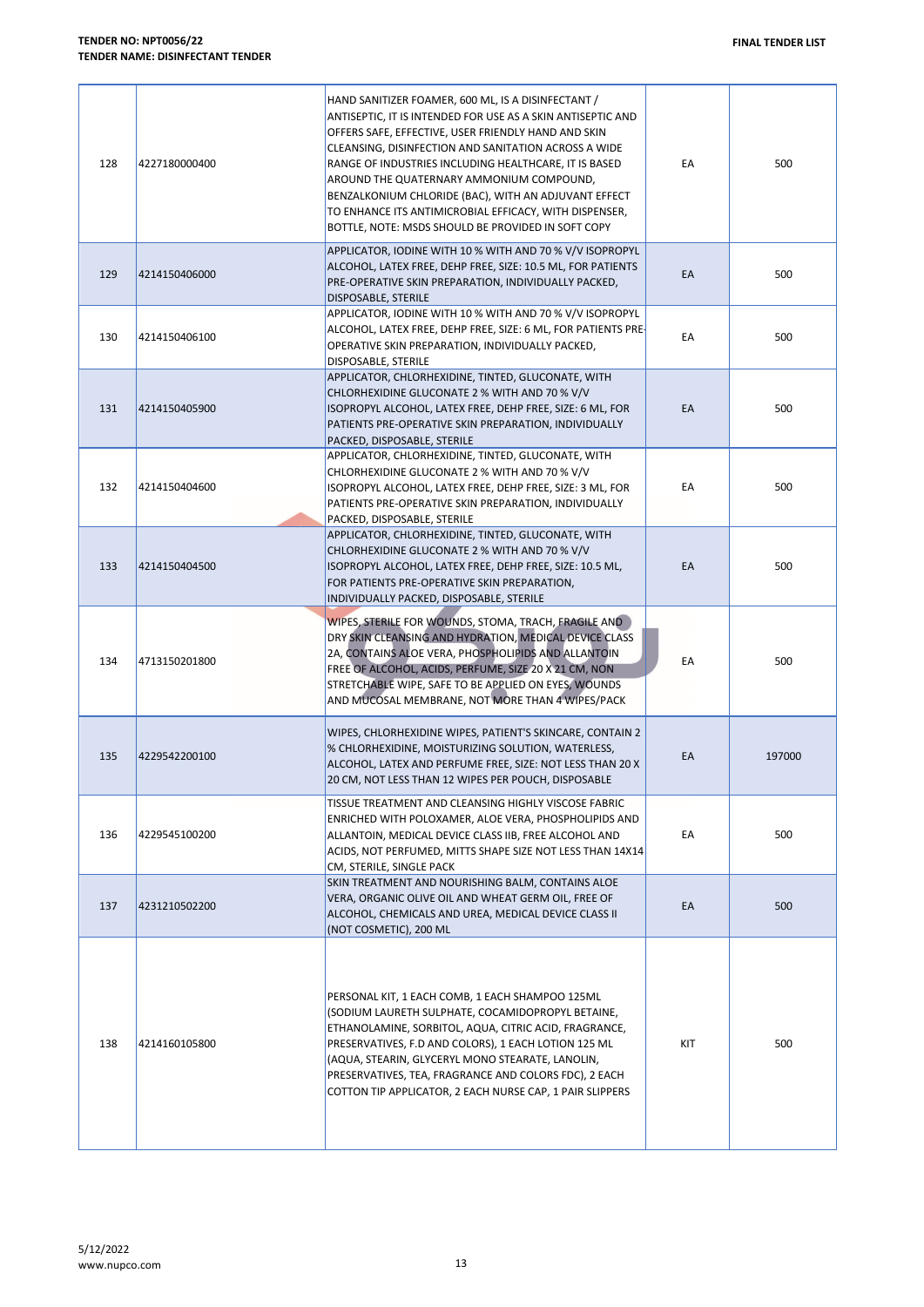| | | | | |
|---|---|---|---|---|
| 128 | 4227180000400 | HAND SANITIZER FOAMER, 600 ML, IS A DISINFECTANT / ANTISEPTIC, IT IS INTENDED FOR USE AS A SKIN ANTISEPTIC AND OFFERS SAFE, EFFECTIVE, USER FRIENDLY HAND AND SKIN CLEANSING, DISINFECTION AND SANITATION ACROSS A WIDE RANGE OF INDUSTRIES INCLUDING HEALTHCARE, IT IS BASED AROUND THE QUATERNARY AMMONIUM COMPOUND, BENZALKONIUM CHLORIDE (BAC), WITH AN ADJUVANT EFFECT TO ENHANCE ITS ANTIMICROBIAL EFFICACY, WITH DISPENSER, BOTTLE, NOTE: MSDS SHOULD BE PROVIDED IN SOFT COPY | EA | 500 |
| 129 | 4214150406000 | APPLICATOR, IODINE WITH 10 % WITH AND 70 % V/V ISOPROPYL ALCOHOL, LATEX FREE, DEHP FREE, SIZE: 10.5 ML, FOR PATIENTS PRE-OPERATIVE SKIN PREPARATION, INDIVIDUALLY PACKED, DISPOSABLE, STERILE | EA | 500 |
| 130 | 4214150406100 | APPLICATOR, IODINE WITH 10 % WITH AND 70 % V/V ISOPROPYL ALCOHOL, LATEX FREE, DEHP FREE, SIZE: 6 ML, FOR PATIENTS PRE-OPERATIVE SKIN PREPARATION, INDIVIDUALLY PACKED, DISPOSABLE, STERILE | EA | 500 |
| 131 | 4214150405900 | APPLICATOR, CHLORHEXIDINE, TINTED, GLUCONATE, WITH CHLORHEXIDINE GLUCONATE 2 % WITH AND 70 % V/V ISOPROPYL ALCOHOL, LATEX FREE, DEHP FREE, SIZE: 6 ML, FOR PATIENTS PRE-OPERATIVE SKIN PREPARATION, INDIVIDUALLY PACKED, DISPOSABLE, STERILE | EA | 500 |
| 132 | 4214150404600 | APPLICATOR, CHLORHEXIDINE, TINTED, GLUCONATE, WITH CHLORHEXIDINE GLUCONATE 2 % WITH AND 70 % V/V ISOPROPYL ALCOHOL, LATEX FREE, DEHP FREE, SIZE: 3 ML, FOR PATIENTS PRE-OPERATIVE SKIN PREPARATION, INDIVIDUALLY PACKED, DISPOSABLE, STERILE | EA | 500 |
| 133 | 4214150404500 | APPLICATOR, CHLORHEXIDINE, TINTED, GLUCONATE, WITH CHLORHEXIDINE GLUCONATE 2 % WITH AND 70 % V/V ISOPROPYL ALCOHOL, LATEX FREE, DEHP FREE, SIZE: 10.5 ML, FOR PATIENTS PRE-OPERATIVE SKIN PREPARATION, INDIVIDUALLY PACKED, DISPOSABLE, STERILE | EA | 500 |
| 134 | 4713150201800 | WIPES, STERILE FOR WOUNDS, STOMA, TRACH, FRAGILE AND DRY SKIN CLEANSING AND HYDRATION, MEDICAL DEVICE CLASS 2A, CONTAINS ALOE VERA, PHOSPHOLIPIDS AND ALLANTOIN FREE OF ALCOHOL, ACIDS, PERFUME, SIZE 20 X 21 CM, NON STRETCHABLE WIPE, SAFE TO BE APPLIED ON EYES, WOUNDS AND MUCOSAL MEMBRANE, NOT MORE THAN 4 WIPES/PACK | EA | 500 |
| 135 | 4229542200100 | WIPES, CHLORHEXIDINE WIPES, PATIENT'S SKINCARE, CONTAIN 2 % CHLORHEXIDINE, MOISTURIZING SOLUTION, WATERLESS, ALCOHOL, LATEX AND PERFUME FREE, SIZE: NOT LESS THAN 20 X 20 CM, NOT LESS THAN 12 WIPES PER POUCH, DISPOSABLE | EA | 197000 |
| 136 | 4229545100200 | TISSUE TREATMENT AND CLEANSING HIGHLY VISCOSE FABRIC ENRICHED WITH POLOXAMER, ALOE VERA, PHOSPHOLIPIDS AND ALLANTOIN, MEDICAL DEVICE CLASS IIB, FREE ALCOHOL AND ACIDS, NOT PERFUMED, MITTS SHAPE SIZE NOT LESS THAN 14X14 CM, STERILE, SINGLE PACK | EA | 500 |
| 137 | 4231210502200 | SKIN TREATMENT AND NOURISHING BALM, CONTAINS ALOE VERA, ORGANIC OLIVE OIL AND WHEAT GERM OIL, FREE OF ALCOHOL, CHEMICALS AND UREA, MEDICAL DEVICE CLASS II (NOT COSMETIC), 200 ML | EA | 500 |
| 138 | 4214160105800 | PERSONAL KIT, 1 EACH COMB, 1 EACH SHAMPOO 125ML (SODIUM LAURETH SULPHATE, COCAMIDOPROPYL BETAINE, ETHANOLAMINE, SORBITOL, AQUA, CITRIC ACID, FRAGRANCE, PRESERVATIVES, F.D AND COLORS), 1 EACH LOTION 125 ML (AQUA, STEARIN, GLYCERYL MONO STEARATE, LANOLIN, PRESERVATIVES, TEA, FRAGRANCE AND COLORS FDC), 2 EACH COTTON TIP APPLICATOR, 2 EACH NURSE CAP, 1 PAIR SLIPPERS | KIT | 500 |